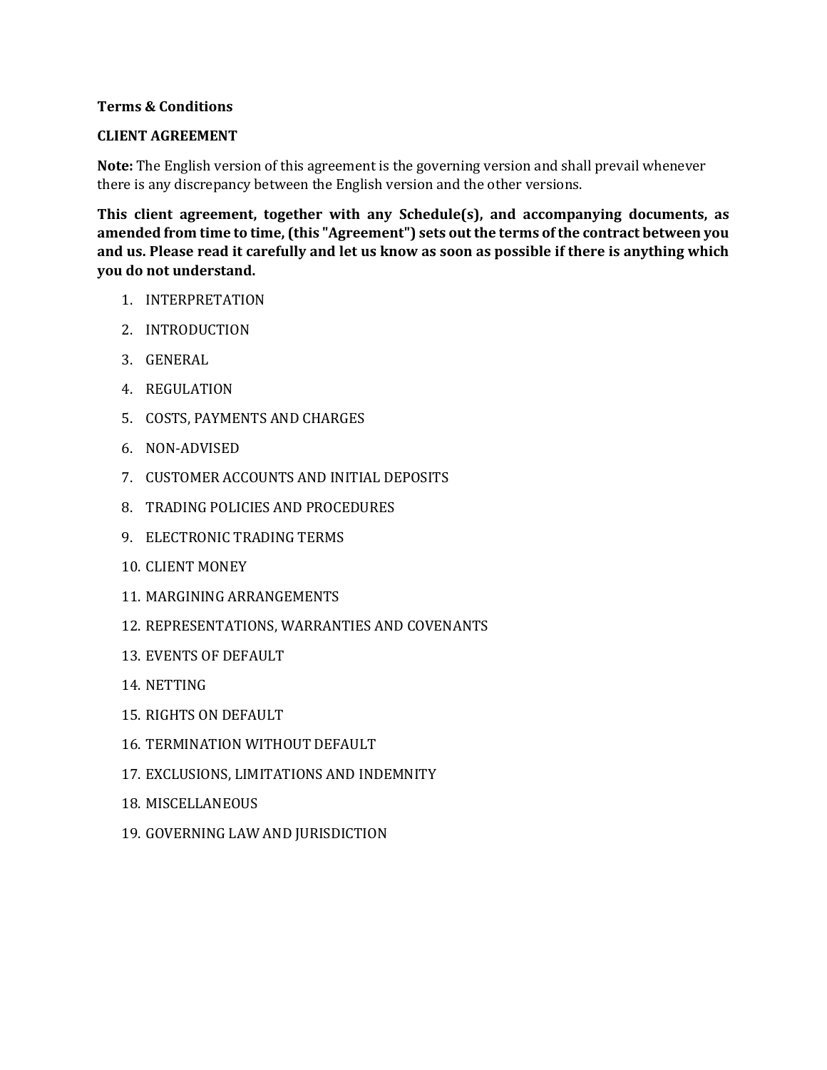**Terms & Conditions**

**CLIENT AGREEMENT**

**Note:** The English version of this agreement is the governing version and shall prevail whenever there is any discrepancy between the English version and the other versions.

**This client agreement, together with any Schedule(s), and accompanying documents, as amended from time to time, (this "Agreement") sets out the terms of the contract between you and us. Please read it carefully and let us know as soon as possible if there is anything which you do not understand.**

1. INTERPRETATION
2. INTRODUCTION
3. GENERAL
4. REGULATION
5. COSTS, PAYMENTS AND CHARGES
6. NON-ADVISED
7. CUSTOMER ACCOUNTS AND INITIAL DEPOSITS
8. TRADING POLICIES AND PROCEDURES
9. ELECTRONIC TRADING TERMS
10. CLIENT MONEY
11. MARGINING ARRANGEMENTS
12. REPRESENTATIONS, WARRANTIES AND COVENANTS
13. EVENTS OF DEFAULT
14. NETTING
15. RIGHTS ON DEFAULT
16. TERMINATION WITHOUT DEFAULT
17. EXCLUSIONS, LIMITATIONS AND INDEMNITY
18. MISCELLANEOUS
19. GOVERNING LAW AND JURISDICTION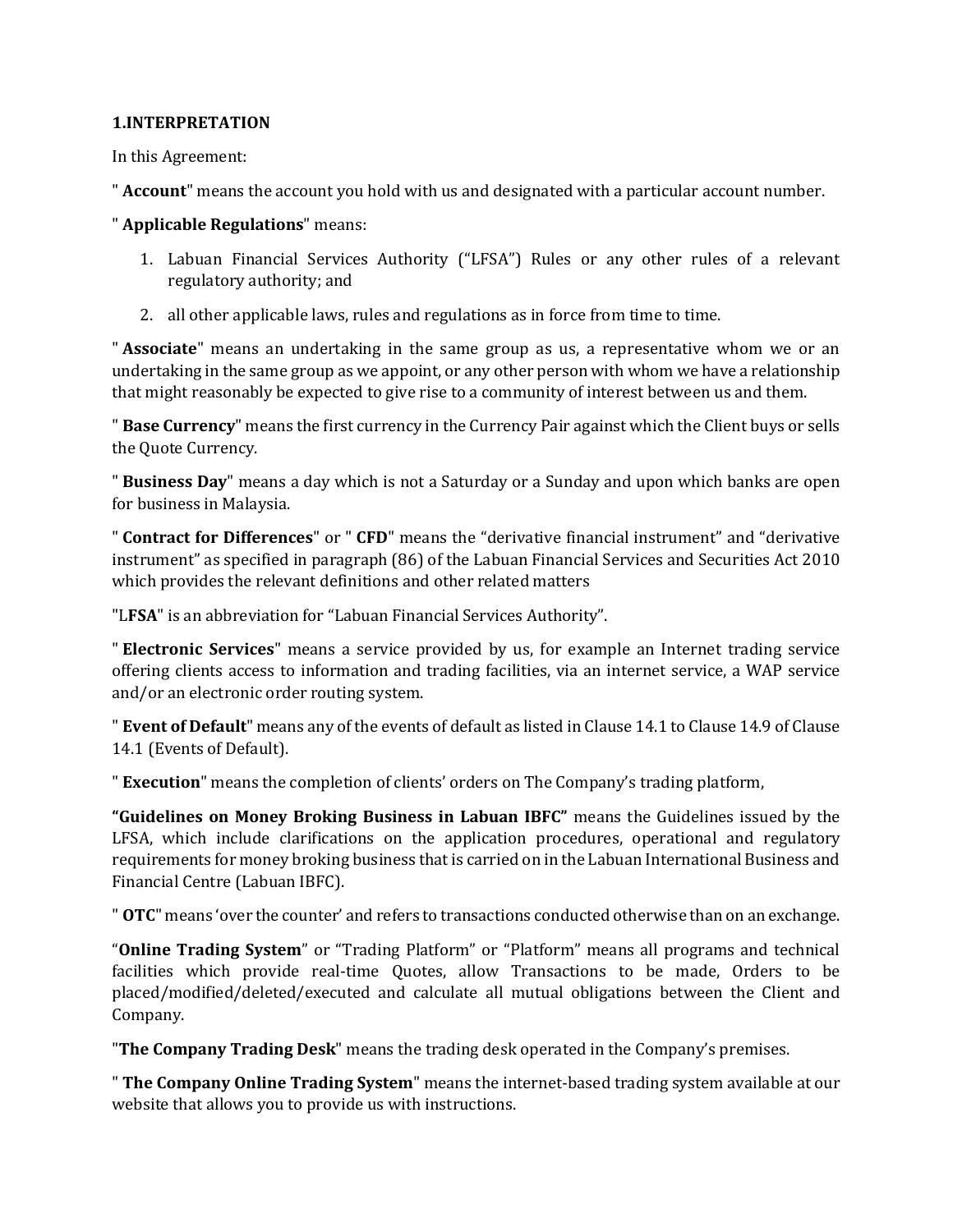**1.INTERPRETATION**

In this Agreement:

" **Account**" means the account you hold with us and designated with a particular account number.

" **Applicable Regulations**" means:

1. Labuan Financial Services Authority ("LFSA") Rules or any other rules of a relevant regulatory authority; and
2. all other applicable laws, rules and regulations as in force from time to time.

" **Associate**" means an undertaking in the same group as us, a representative whom we or an undertaking in the same group as we appoint, or any other person with whom we have a relationship that might reasonably be expected to give rise to a community of interest between us and them.

" **Base Currency**" means the first currency in the Currency Pair against which the Client buys or sells the Quote Currency.

" **Business Day**" means a day which is not a Saturday or a Sunday and upon which banks are open for business in Malaysia.

" **Contract for Differences**" or " **CFD**" means the "derivative financial instrument" and "derivative instrument" as specified in paragraph (86) of the Labuan Financial Services and Securities Act 2010 which provides the relevant definitions and other related matters

"L**FSA**" is an abbreviation for "Labuan Financial Services Authority".

" **Electronic Services**" means a service provided by us, for example an Internet trading service offering clients access to information and trading facilities, via an internet service, a WAP service and/or an electronic order routing system.

" **Event of Default**" means any of the events of default as listed in Clause 14.1 to Clause 14.9 of Clause 14.1 (Events of Default).

" **Execution**" means the completion of clients' orders on The Company's trading platform,

**"Guidelines on Money Broking Business in Labuan IBFC"** means the Guidelines issued by the LFSA, which include clarifications on the application procedures, operational and regulatory requirements for money broking business that is carried on in the Labuan International Business and Financial Centre (Labuan IBFC).

" **OTC**" means 'over the counter' and refers to transactions conducted otherwise than on an exchange.

"**Online Trading System**" or "Trading Platform" or "Platform" means all programs and technical facilities which provide real-time Quotes, allow Transactions to be made, Orders to be placed/modified/deleted/executed and calculate all mutual obligations between the Client and Company.

"**The Company Trading Desk**" means the trading desk operated in the Company's premises.

" **The Company Online Trading System**" means the internet-based trading system available at our website that allows you to provide us with instructions.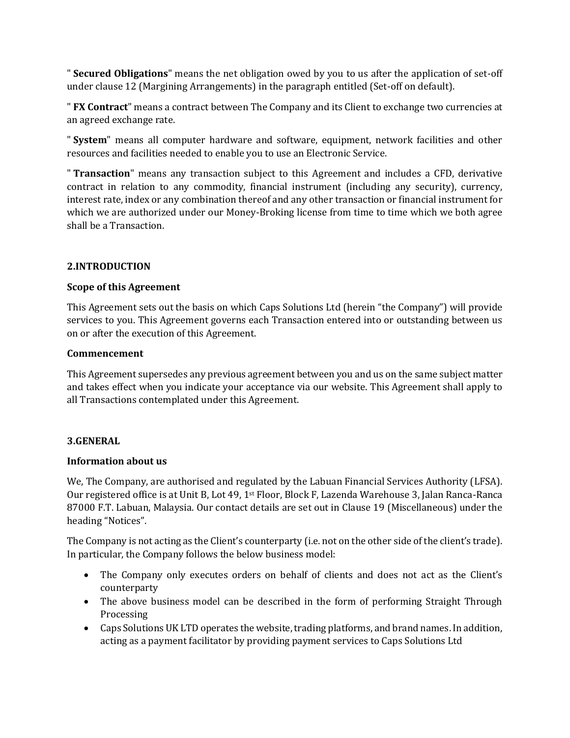" **Secured Obligations**" means the net obligation owed by you to us after the application of set-off under clause 12 (Margining Arrangements) in the paragraph entitled (Set-off on default).

" **FX Contract**" means a contract between The Company and its Client to exchange two currencies at an agreed exchange rate.

" **System**" means all computer hardware and software, equipment, network facilities and other resources and facilities needed to enable you to use an Electronic Service.

" **Transaction**" means any transaction subject to this Agreement and includes a CFD, derivative contract in relation to any commodity, financial instrument (including any security), currency, interest rate, index or any combination thereof and any other transaction or financial instrument for which we are authorized under our Money-Broking license from time to time which we both agree shall be a Transaction.

## 2.INTRODUCTION

**Scope of this Agreement**

This Agreement sets out the basis on which Caps Solutions Ltd (herein "the Company") will provide services to you. This Agreement governs each Transaction entered into or outstanding between us on or after the execution of this Agreement.

**Commencement**

This Agreement supersedes any previous agreement between you and us on the same subject matter and takes effect when you indicate your acceptance via our website. This Agreement shall apply to all Transactions contemplated under this Agreement.

## 3.GENERAL

**Information about us**

We, The Company, are authorised and regulated by the Labuan Financial Services Authority (LFSA). Our registered office is at Unit B, Lot 49, 1st Floor, Block F, Lazenda Warehouse 3, Jalan Ranca-Ranca 87000 F.T. Labuan, Malaysia. Our contact details are set out in Clause 19 (Miscellaneous) under the heading "Notices".

The Company is not acting as the Client's counterparty (i.e. not on the other side of the client's trade). In particular, the Company follows the below business model:

- The Company only executes orders on behalf of clients and does not act as the Client's counterparty
- The above business model can be described in the form of performing Straight Through Processing
- Caps Solutions UK LTD operates the website, trading platforms, and brand names. In addition, acting as a payment facilitator by providing payment services to Caps Solutions Ltd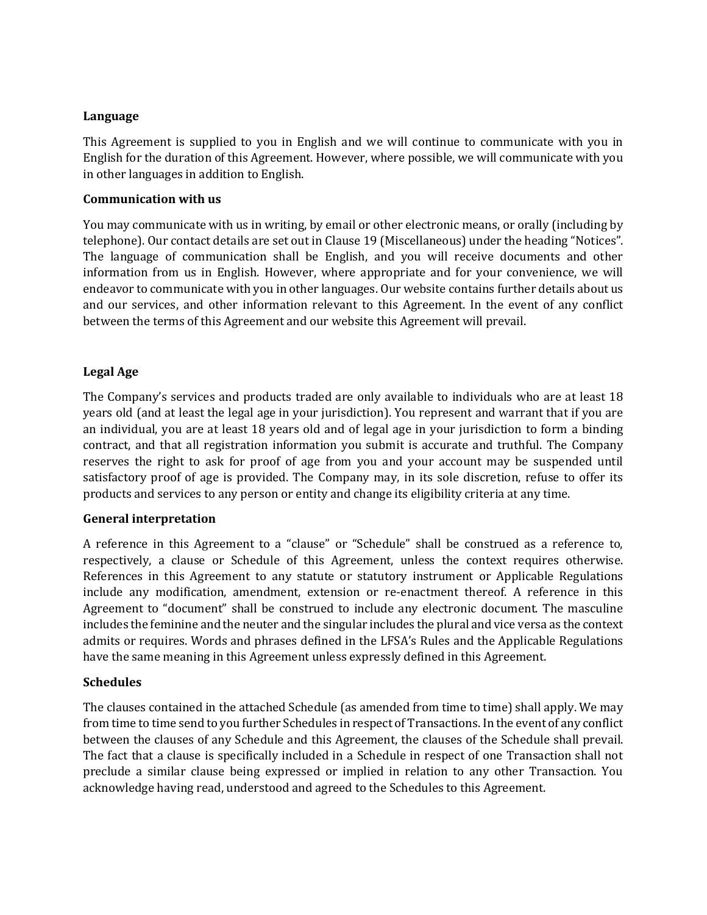**Language**

This Agreement is supplied to you in English and we will continue to communicate with you in English for the duration of this Agreement. However, where possible, we will communicate with you in other languages in addition to English.

**Communication with us**

You may communicate with us in writing, by email or other electronic means, or orally (including by telephone). Our contact details are set out in Clause 19 (Miscellaneous) under the heading "Notices". The language of communication shall be English, and you will receive documents and other information from us in English. However, where appropriate and for your convenience, we will endeavor to communicate with you in other languages. Our website contains further details about us and our services, and other information relevant to this Agreement. In the event of any conflict between the terms of this Agreement and our website this Agreement will prevail.

**Legal Age**

The Company's services and products traded are only available to individuals who are at least 18 years old (and at least the legal age in your jurisdiction). You represent and warrant that if you are an individual, you are at least 18 years old and of legal age in your jurisdiction to form a binding contract, and that all registration information you submit is accurate and truthful. The Company reserves the right to ask for proof of age from you and your account may be suspended until satisfactory proof of age is provided. The Company may, in its sole discretion, refuse to offer its products and services to any person or entity and change its eligibility criteria at any time.

**General interpretation**

A reference in this Agreement to a "clause" or "Schedule" shall be construed as a reference to, respectively, a clause or Schedule of this Agreement, unless the context requires otherwise. References in this Agreement to any statute or statutory instrument or Applicable Regulations include any modification, amendment, extension or re-enactment thereof. A reference in this Agreement to "document" shall be construed to include any electronic document. The masculine includes the feminine and the neuter and the singular includes the plural and vice versa as the context admits or requires. Words and phrases defined in the LFSA's Rules and the Applicable Regulations have the same meaning in this Agreement unless expressly defined in this Agreement.

**Schedules**

The clauses contained in the attached Schedule (as amended from time to time) shall apply. We may from time to time send to you further Schedules in respect of Transactions. In the event of any conflict between the clauses of any Schedule and this Agreement, the clauses of the Schedule shall prevail. The fact that a clause is specifically included in a Schedule in respect of one Transaction shall not preclude a similar clause being expressed or implied in relation to any other Transaction. You acknowledge having read, understood and agreed to the Schedules to this Agreement.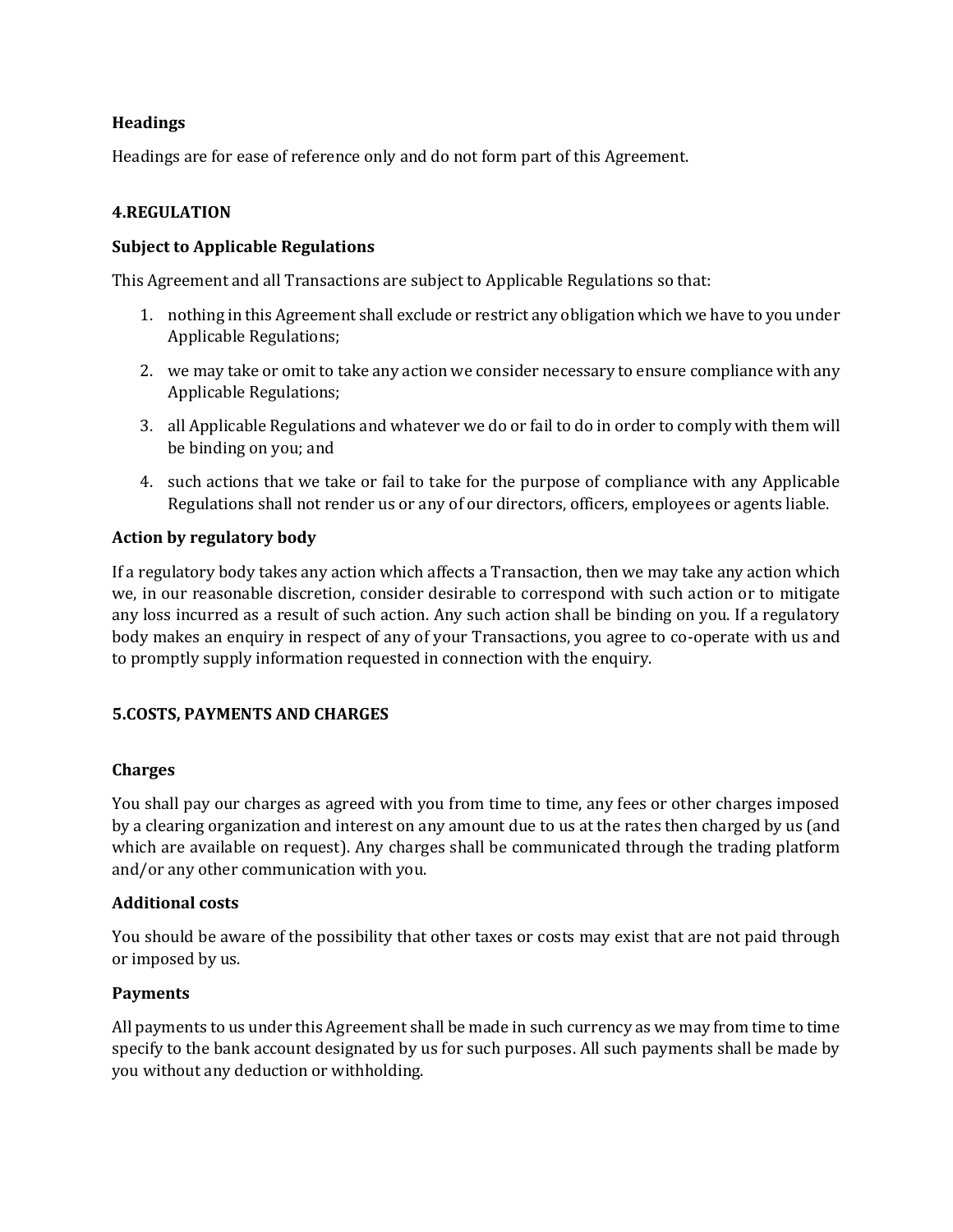**Headings**

Headings are for ease of reference only and do not form part of this Agreement.

## 4.REGULATION

**Subject to Applicable Regulations**

This Agreement and all Transactions are subject to Applicable Regulations so that:

1. nothing in this Agreement shall exclude or restrict any obligation which we have to you under Applicable Regulations;
2. we may take or omit to take any action we consider necessary to ensure compliance with any Applicable Regulations;
3. all Applicable Regulations and whatever we do or fail to do in order to comply with them will be binding on you; and
4. such actions that we take or fail to take for the purpose of compliance with any Applicable Regulations shall not render us or any of our directors, officers, employees or agents liable.

**Action by regulatory body**

If a regulatory body takes any action which affects a Transaction, then we may take any action which we, in our reasonable discretion, consider desirable to correspond with such action or to mitigate any loss incurred as a result of such action. Any such action shall be binding on you. If a regulatory body makes an enquiry in respect of any of your Transactions, you agree to co-operate with us and to promptly supply information requested in connection with the enquiry.

## 5.COSTS, PAYMENTS AND CHARGES

**Charges**

You shall pay our charges as agreed with you from time to time, any fees or other charges imposed by a clearing organization and interest on any amount due to us at the rates then charged by us (and which are available on request). Any charges shall be communicated through the trading platform and/or any other communication with you.

**Additional costs**

You should be aware of the possibility that other taxes or costs may exist that are not paid through or imposed by us.

**Payments**

All payments to us under this Agreement shall be made in such currency as we may from time to time specify to the bank account designated by us for such purposes. All such payments shall be made by you without any deduction or withholding.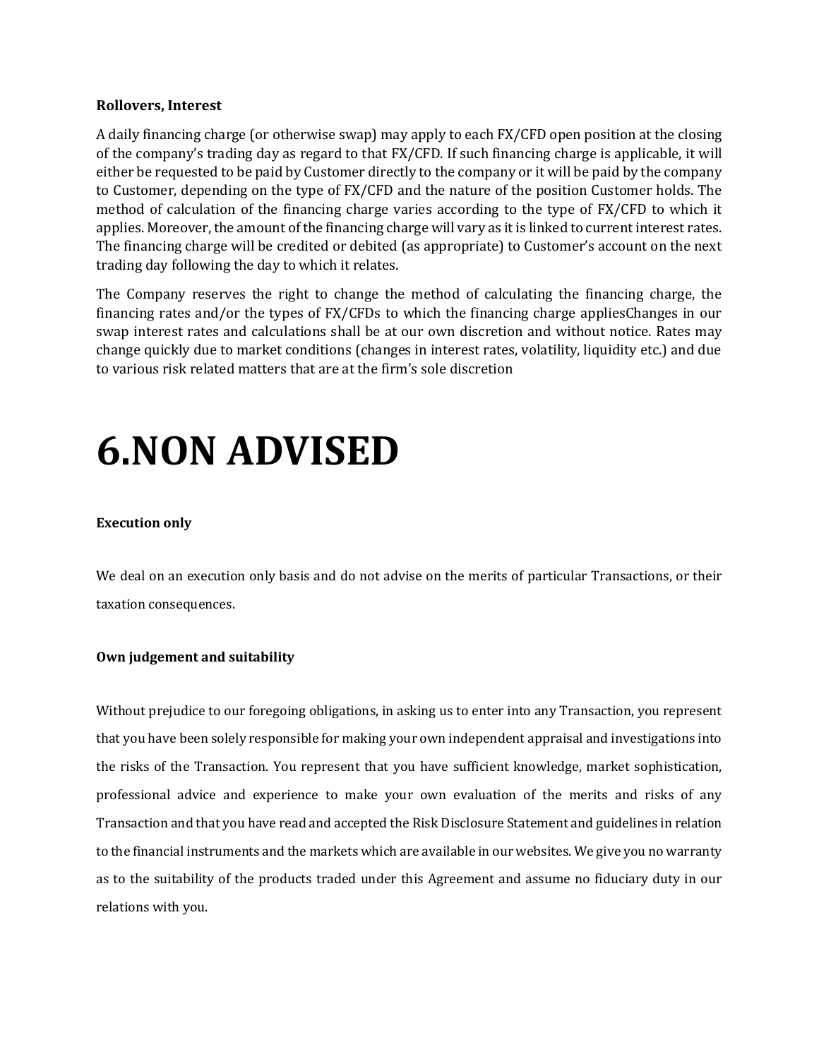**Rollovers, Interest**

A daily financing charge (or otherwise swap) may apply to each FX/CFD open position at the closing of the company's trading day as regard to that FX/CFD. If such financing charge is applicable, it will either be requested to be paid by Customer directly to the company or it will be paid by the company to Customer, depending on the type of FX/CFD and the nature of the position Customer holds. The method of calculation of the financing charge varies according to the type of FX/CFD to which it applies. Moreover, the amount of the financing charge will vary as it is linked to current interest rates. The financing charge will be credited or debited (as appropriate) to Customer's account on the next trading day following the day to which it relates.

The Company reserves the right to change the method of calculating the financing charge, the financing rates and/or the types of FX/CFDs to which the financing charge appliesChanges in our swap interest rates and calculations shall be at our own discretion and without notice. Rates may change quickly due to market conditions (changes in interest rates, volatility, liquidity etc.) and due to various risk related matters that are at the firm's sole discretion

# 6.NON ADVISED

**Execution only**

We deal on an execution only basis and do not advise on the merits of particular Transactions, or their taxation consequences.

**Own judgement and suitability**

Without prejudice to our foregoing obligations, in asking us to enter into any Transaction, you represent that you have been solely responsible for making your own independent appraisal and investigations into the risks of the Transaction. You represent that you have sufficient knowledge, market sophistication, professional advice and experience to make your own evaluation of the merits and risks of any Transaction and that you have read and accepted the Risk Disclosure Statement and guidelines in relation to the financial instruments and the markets which are available in our websites. We give you no warranty as to the suitability of the products traded under this Agreement and assume no fiduciary duty in our relations with you.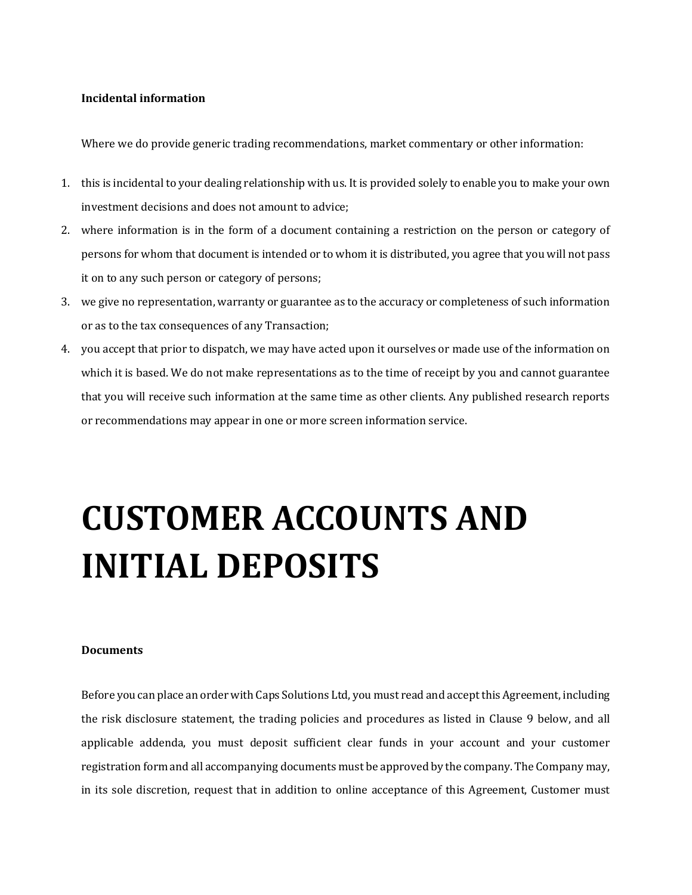**Incidental information**

Where we do provide generic trading recommendations, market commentary or other information:

1. this is incidental to your dealing relationship with us. It is provided solely to enable you to make your own investment decisions and does not amount to advice;
2. where information is in the form of a document containing a restriction on the person or category of persons for whom that document is intended or to whom it is distributed, you agree that you will not pass it on to any such person or category of persons;
3. we give no representation, warranty or guarantee as to the accuracy or completeness of such information or as to the tax consequences of any Transaction;
4. you accept that prior to dispatch, we may have acted upon it ourselves or made use of the information on which it is based. We do not make representations as to the time of receipt by you and cannot guarantee that you will receive such information at the same time as other clients. Any published research reports or recommendations may appear in one or more screen information service.

# CUSTOMER ACCOUNTS AND INITIAL DEPOSITS

**Documents**

Before you can place an order with Caps Solutions Ltd, you must read and accept this Agreement, including the risk disclosure statement, the trading policies and procedures as listed in Clause 9 below, and all applicable addenda, you must deposit sufficient clear funds in your account and your customer registration form and all accompanying documents must be approved by the company. The Company may, in its sole discretion, request that in addition to online acceptance of this Agreement, Customer must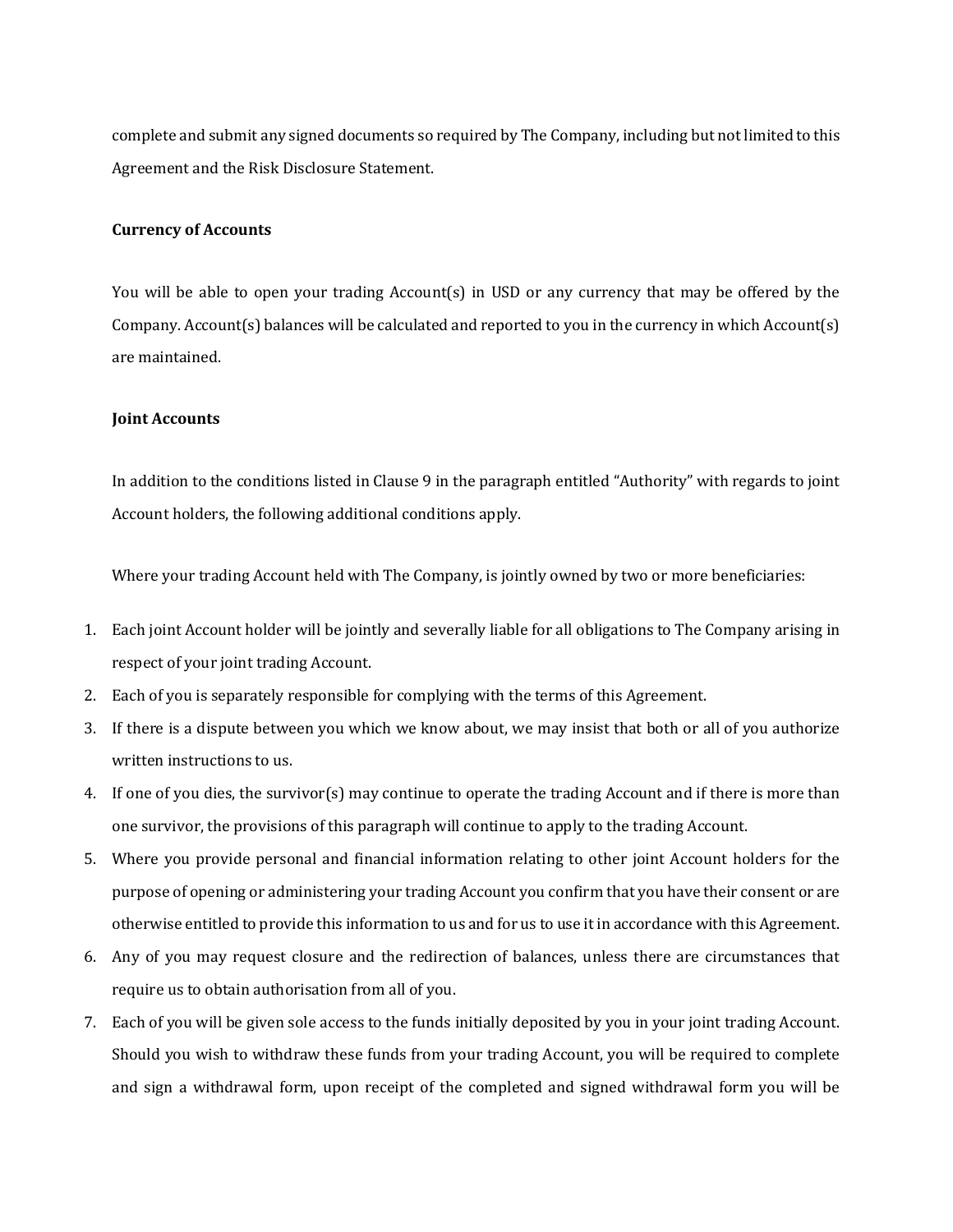complete and submit any signed documents so required by The Company, including but not limited to this Agreement and the Risk Disclosure Statement.

**Currency of Accounts**

You will be able to open your trading Account(s) in USD or any currency that may be offered by the Company. Account(s) balances will be calculated and reported to you in the currency in which Account(s) are maintained.

**Joint Accounts**

In addition to the conditions listed in Clause 9 in the paragraph entitled "Authority" with regards to joint Account holders, the following additional conditions apply.

Where your trading Account held with The Company, is jointly owned by two or more beneficiaries:

1. Each joint Account holder will be jointly and severally liable for all obligations to The Company arising in respect of your joint trading Account.
2. Each of you is separately responsible for complying with the terms of this Agreement.
3. If there is a dispute between you which we know about, we may insist that both or all of you authorize written instructions to us.
4. If one of you dies, the survivor(s) may continue to operate the trading Account and if there is more than one survivor, the provisions of this paragraph will continue to apply to the trading Account.
5. Where you provide personal and financial information relating to other joint Account holders for the purpose of opening or administering your trading Account you confirm that you have their consent or are otherwise entitled to provide this information to us and for us to use it in accordance with this Agreement.
6. Any of you may request closure and the redirection of balances, unless there are circumstances that require us to obtain authorisation from all of you.
7. Each of you will be given sole access to the funds initially deposited by you in your joint trading Account. Should you wish to withdraw these funds from your trading Account, you will be required to complete and sign a withdrawal form, upon receipt of the completed and signed withdrawal form you will be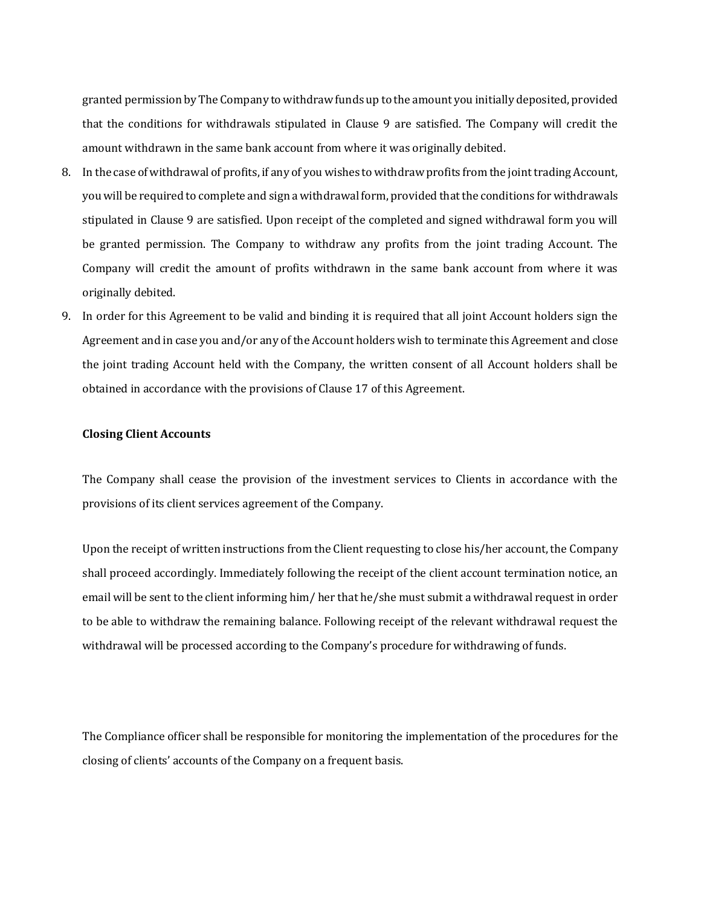granted permission by The Company to withdraw funds up to the amount you initially deposited, provided that the conditions for withdrawals stipulated in Clause 9 are satisfied. The Company will credit the amount withdrawn in the same bank account from where it was originally debited.

8. In the case of withdrawal of profits, if any of you wishes to withdraw profits from the joint trading Account, you will be required to complete and sign a withdrawal form, provided that the conditions for withdrawals stipulated in Clause 9 are satisfied. Upon receipt of the completed and signed withdrawal form you will be granted permission. The Company to withdraw any profits from the joint trading Account. The Company will credit the amount of profits withdrawn in the same bank account from where it was originally debited.
9. In order for this Agreement to be valid and binding it is required that all joint Account holders sign the Agreement and in case you and/or any of the Account holders wish to terminate this Agreement and close the joint trading Account held with the Company, the written consent of all Account holders shall be obtained in accordance with the provisions of Clause 17 of this Agreement.

**Closing Client Accounts**

The Company shall cease the provision of the investment services to Clients in accordance with the provisions of its client services agreement of the Company.

Upon the receipt of written instructions from the Client requesting to close his/her account, the Company shall proceed accordingly. Immediately following the receipt of the client account termination notice, an email will be sent to the client informing him/ her that he/she must submit a withdrawal request in order to be able to withdraw the remaining balance. Following receipt of the relevant withdrawal request the withdrawal will be processed according to the Company's procedure for withdrawing of funds.

The Compliance officer shall be responsible for monitoring the implementation of the procedures for the closing of clients' accounts of the Company on a frequent basis.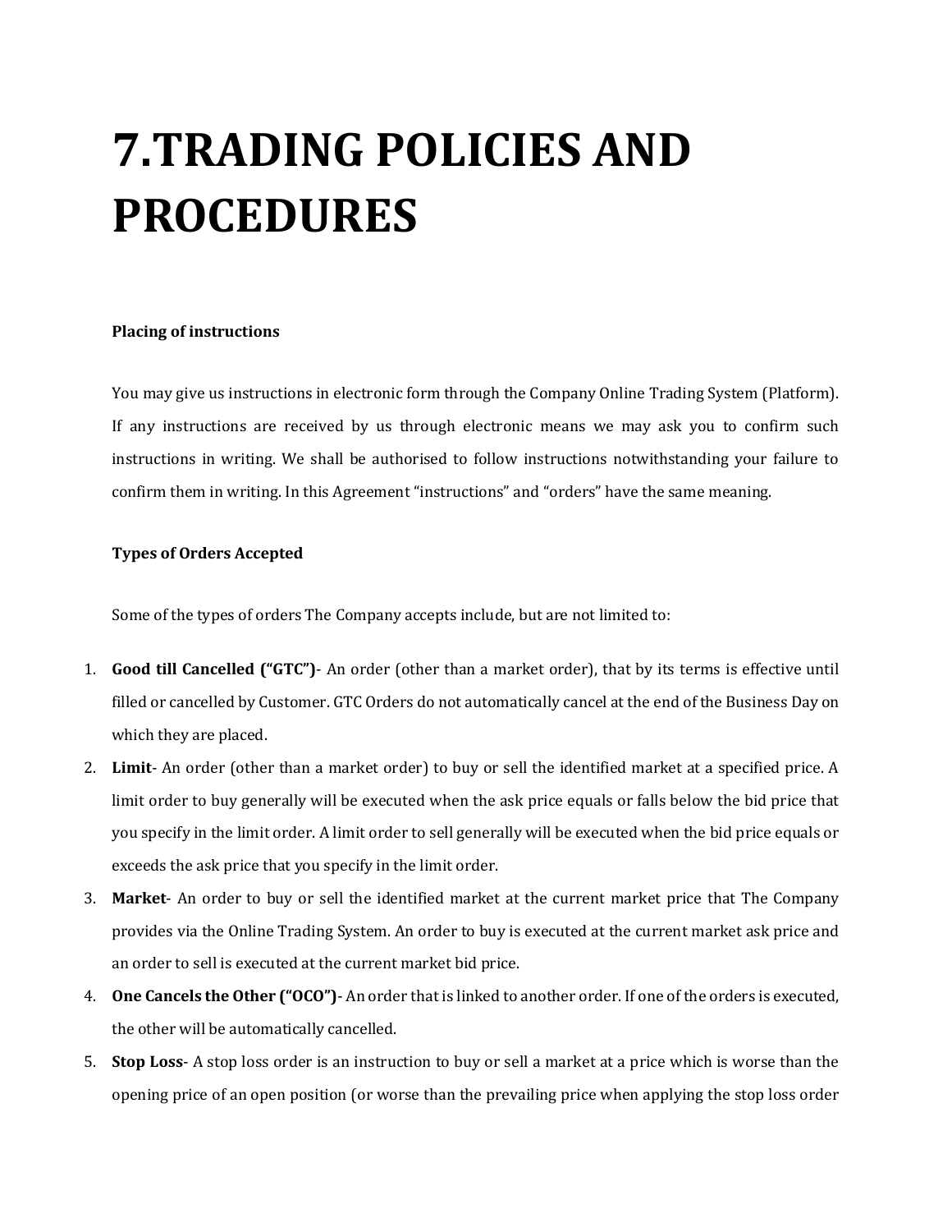# 7.TRADING POLICIES AND PROCEDURES

**Placing of instructions**

You may give us instructions in electronic form through the Company Online Trading System (Platform). If any instructions are received by us through electronic means we may ask you to confirm such instructions in writing. We shall be authorised to follow instructions notwithstanding your failure to confirm them in writing. In this Agreement "instructions" and "orders" have the same meaning.

**Types of Orders Accepted**

Some of the types of orders The Company accepts include, but are not limited to:

1. **Good till Cancelled ("GTC")**- An order (other than a market order), that by its terms is effective until filled or cancelled by Customer. GTC Orders do not automatically cancel at the end of the Business Day on which they are placed.
2. **Limit**- An order (other than a market order) to buy or sell the identified market at a specified price. A limit order to buy generally will be executed when the ask price equals or falls below the bid price that you specify in the limit order. A limit order to sell generally will be executed when the bid price equals or exceeds the ask price that you specify in the limit order.
3. **Market**- An order to buy or sell the identified market at the current market price that The Company provides via the Online Trading System. An order to buy is executed at the current market ask price and an order to sell is executed at the current market bid price.
4. **One Cancels the Other ("OCO")**- An order that is linked to another order. If one of the orders is executed, the other will be automatically cancelled.
5. **Stop Loss**- A stop loss order is an instruction to buy or sell a market at a price which is worse than the opening price of an open position (or worse than the prevailing price when applying the stop loss order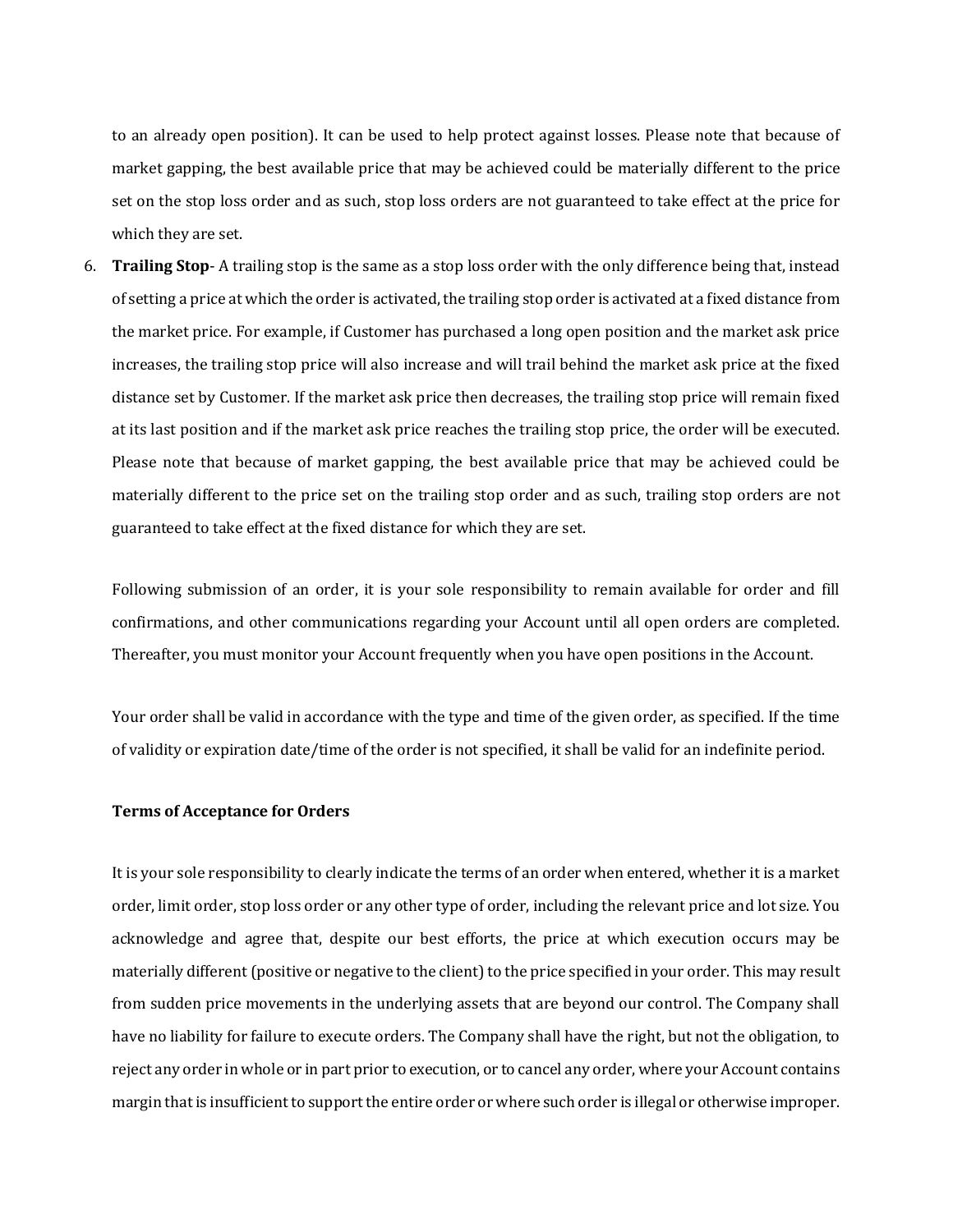to an already open position). It can be used to help protect against losses. Please note that because of market gapping, the best available price that may be achieved could be materially different to the price set on the stop loss order and as such, stop loss orders are not guaranteed to take effect at the price for which they are set.

6. **Trailing Stop**- A trailing stop is the same as a stop loss order with the only difference being that, instead of setting a price at which the order is activated, the trailing stop order is activated at a fixed distance from the market price. For example, if Customer has purchased a long open position and the market ask price increases, the trailing stop price will also increase and will trail behind the market ask price at the fixed distance set by Customer. If the market ask price then decreases, the trailing stop price will remain fixed at its last position and if the market ask price reaches the trailing stop price, the order will be executed. Please note that because of market gapping, the best available price that may be achieved could be materially different to the price set on the trailing stop order and as such, trailing stop orders are not guaranteed to take effect at the fixed distance for which they are set.

Following submission of an order, it is your sole responsibility to remain available for order and fill confirmations, and other communications regarding your Account until all open orders are completed. Thereafter, you must monitor your Account frequently when you have open positions in the Account.

Your order shall be valid in accordance with the type and time of the given order, as specified. If the time of validity or expiration date/time of the order is not specified, it shall be valid for an indefinite period.

**Terms of Acceptance for Orders**

It is your sole responsibility to clearly indicate the terms of an order when entered, whether it is a market order, limit order, stop loss order or any other type of order, including the relevant price and lot size. You acknowledge and agree that, despite our best efforts, the price at which execution occurs may be materially different (positive or negative to the client) to the price specified in your order. This may result from sudden price movements in the underlying assets that are beyond our control. The Company shall have no liability for failure to execute orders. The Company shall have the right, but not the obligation, to reject any order in whole or in part prior to execution, or to cancel any order, where your Account contains margin that is insufficient to support the entire order or where such order is illegal or otherwise improper.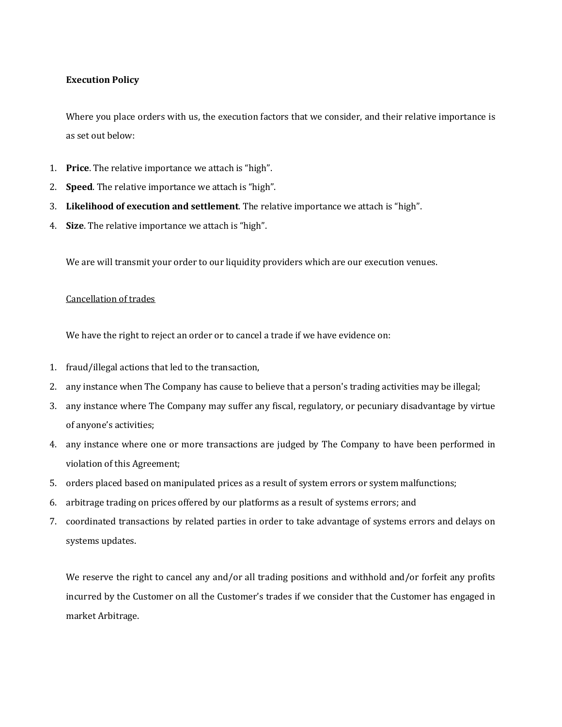**Execution Policy**

Where you place orders with us, the execution factors that we consider, and their relative importance is as set out below:

1. **Price**. The relative importance we attach is "high".
2. **Speed**. The relative importance we attach is "high".
3. **Likelihood of execution and settlement**. The relative importance we attach is "high".
4. **Size**. The relative importance we attach is "high".

We are will transmit your order to our liquidity providers which are our execution venues.

<u>Cancellation of trades</u>

We have the right to reject an order or to cancel a trade if we have evidence on:

1. fraud/illegal actions that led to the transaction,
2. any instance when The Company has cause to believe that a person's trading activities may be illegal;
3. any instance where The Company may suffer any fiscal, regulatory, or pecuniary disadvantage by virtue of anyone's activities;
4. any instance where one or more transactions are judged by The Company to have been performed in violation of this Agreement;
5. orders placed based on manipulated prices as a result of system errors or system malfunctions;
6. arbitrage trading on prices offered by our platforms as a result of systems errors; and
7. coordinated transactions by related parties in order to take advantage of systems errors and delays on systems updates.

We reserve the right to cancel any and/or all trading positions and withhold and/or forfeit any profits incurred by the Customer on all the Customer's trades if we consider that the Customer has engaged in market Arbitrage.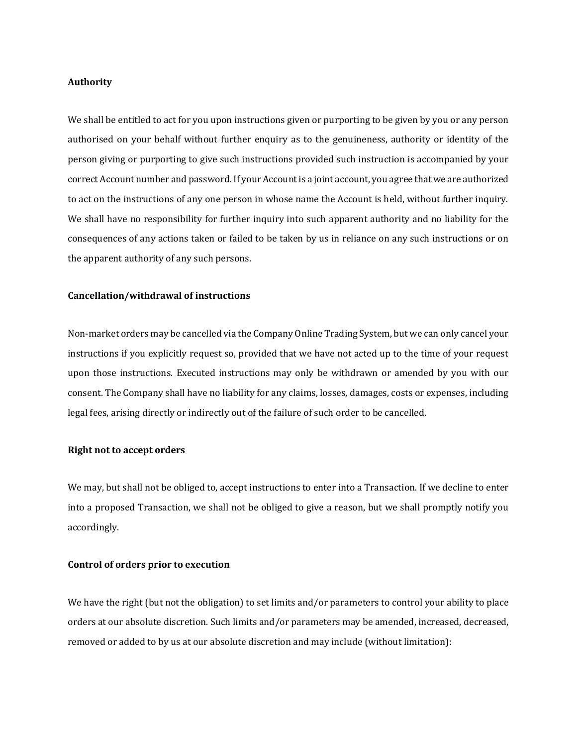**Authority**

We shall be entitled to act for you upon instructions given or purporting to be given by you or any person authorised on your behalf without further enquiry as to the genuineness, authority or identity of the person giving or purporting to give such instructions provided such instruction is accompanied by your correct Account number and password. If your Account is a joint account, you agree that we are authorized to act on the instructions of any one person in whose name the Account is held, without further inquiry. We shall have no responsibility for further inquiry into such apparent authority and no liability for the consequences of any actions taken or failed to be taken by us in reliance on any such instructions or on the apparent authority of any such persons.

**Cancellation/withdrawal of instructions**

Non-market orders may be cancelled via the Company Online Trading System, but we can only cancel your instructions if you explicitly request so, provided that we have not acted up to the time of your request upon those instructions. Executed instructions may only be withdrawn or amended by you with our consent. The Company shall have no liability for any claims, losses, damages, costs or expenses, including legal fees, arising directly or indirectly out of the failure of such order to be cancelled.

**Right not to accept orders**

We may, but shall not be obliged to, accept instructions to enter into a Transaction. If we decline to enter into a proposed Transaction, we shall not be obliged to give a reason, but we shall promptly notify you accordingly.

**Control of orders prior to execution**

We have the right (but not the obligation) to set limits and/or parameters to control your ability to place orders at our absolute discretion. Such limits and/or parameters may be amended, increased, decreased, removed or added to by us at our absolute discretion and may include (without limitation):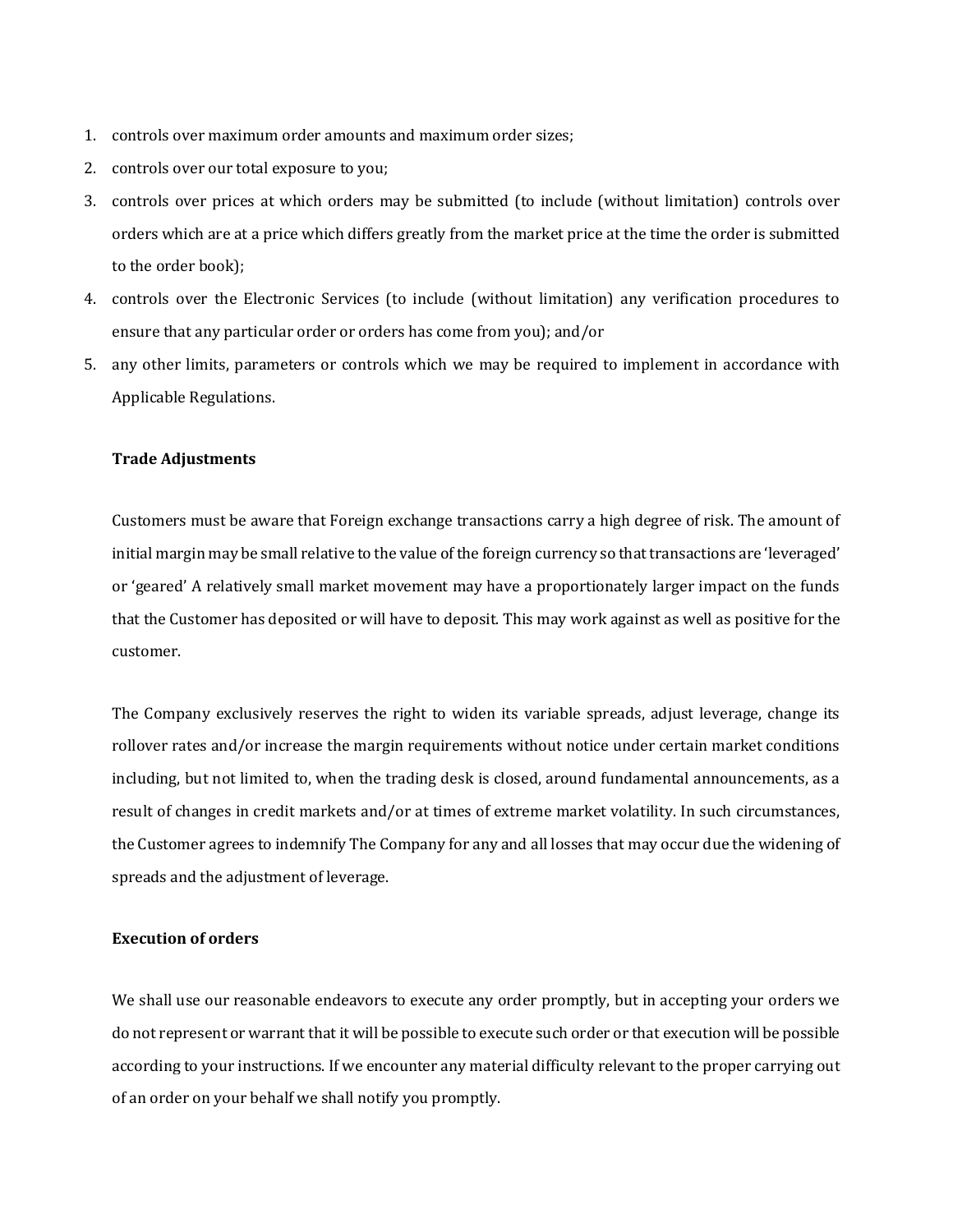1. controls over maximum order amounts and maximum order sizes;
2. controls over our total exposure to you;
3. controls over prices at which orders may be submitted (to include (without limitation) controls over orders which are at a price which differs greatly from the market price at the time the order is submitted to the order book);
4. controls over the Electronic Services (to include (without limitation) any verification procedures to ensure that any particular order or orders has come from you); and/or
5. any other limits, parameters or controls which we may be required to implement in accordance with Applicable Regulations.

**Trade Adjustments**

Customers must be aware that Foreign exchange transactions carry a high degree of risk. The amount of initial margin may be small relative to the value of the foreign currency so that transactions are 'leveraged' or 'geared' A relatively small market movement may have a proportionately larger impact on the funds that the Customer has deposited or will have to deposit. This may work against as well as positive for the customer.

The Company exclusively reserves the right to widen its variable spreads, adjust leverage, change its rollover rates and/or increase the margin requirements without notice under certain market conditions including, but not limited to, when the trading desk is closed, around fundamental announcements, as a result of changes in credit markets and/or at times of extreme market volatility. In such circumstances, the Customer agrees to indemnify The Company for any and all losses that may occur due the widening of spreads and the adjustment of leverage.

**Execution of orders**

We shall use our reasonable endeavors to execute any order promptly, but in accepting your orders we do not represent or warrant that it will be possible to execute such order or that execution will be possible according to your instructions. If we encounter any material difficulty relevant to the proper carrying out of an order on your behalf we shall notify you promptly.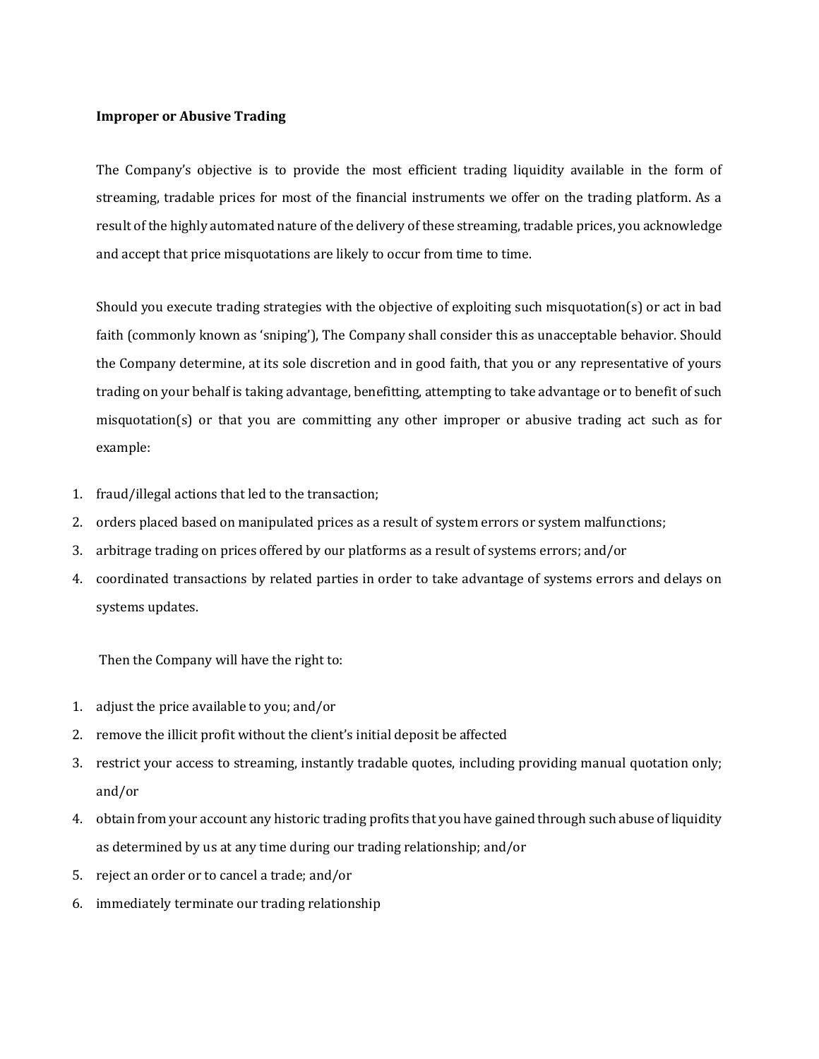**Improper or Abusive Trading**

The Company's objective is to provide the most efficient trading liquidity available in the form of streaming, tradable prices for most of the financial instruments we offer on the trading platform. As a result of the highly automated nature of the delivery of these streaming, tradable prices, you acknowledge and accept that price misquotations are likely to occur from time to time.

Should you execute trading strategies with the objective of exploiting such misquotation(s) or act in bad faith (commonly known as 'sniping'), The Company shall consider this as unacceptable behavior. Should the Company determine, at its sole discretion and in good faith, that you or any representative of yours trading on your behalf is taking advantage, benefitting, attempting to take advantage or to benefit of such misquotation(s) or that you are committing any other improper or abusive trading act such as for example:

1. fraud/illegal actions that led to the transaction;
2. orders placed based on manipulated prices as a result of system errors or system malfunctions;
3. arbitrage trading on prices offered by our platforms as a result of systems errors; and/or
4. coordinated transactions by related parties in order to take advantage of systems errors and delays on systems updates.

Then the Company will have the right to:

1. adjust the price available to you; and/or
2. remove the illicit profit without the client's initial deposit be affected
3. restrict your access to streaming, instantly tradable quotes, including providing manual quotation only; and/or
4. obtain from your account any historic trading profits that you have gained through such abuse of liquidity as determined by us at any time during our trading relationship; and/or
5. reject an order or to cancel a trade; and/or
6. immediately terminate our trading relationship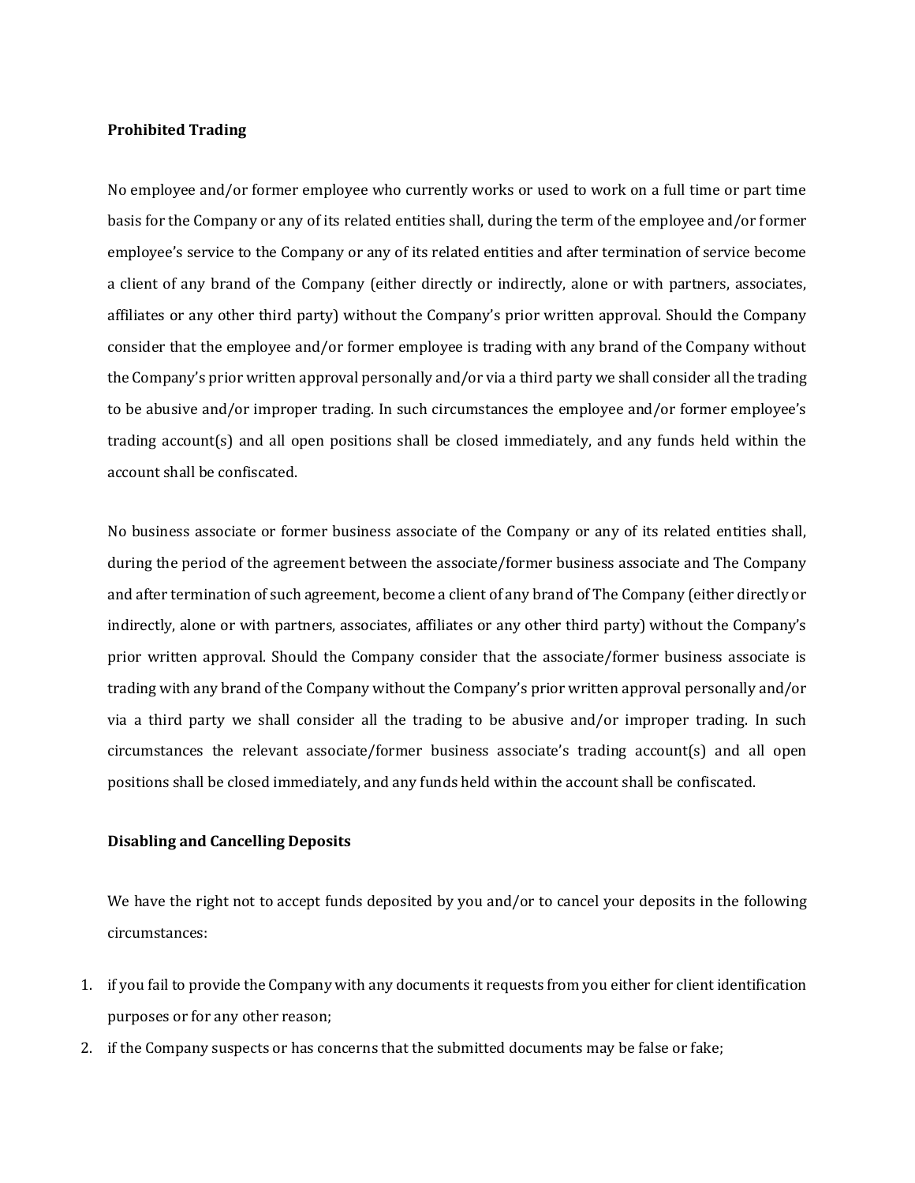**Prohibited Trading**

No employee and/or former employee who currently works or used to work on a full time or part time basis for the Company or any of its related entities shall, during the term of the employee and/or former employee's service to the Company or any of its related entities and after termination of service become a client of any brand of the Company (either directly or indirectly, alone or with partners, associates, affiliates or any other third party) without the Company's prior written approval. Should the Company consider that the employee and/or former employee is trading with any brand of the Company without the Company's prior written approval personally and/or via a third party we shall consider all the trading to be abusive and/or improper trading. In such circumstances the employee and/or former employee's trading account(s) and all open positions shall be closed immediately, and any funds held within the account shall be confiscated.

No business associate or former business associate of the Company or any of its related entities shall, during the period of the agreement between the associate/former business associate and The Company and after termination of such agreement, become a client of any brand of The Company (either directly or indirectly, alone or with partners, associates, affiliates or any other third party) without the Company's prior written approval. Should the Company consider that the associate/former business associate is trading with any brand of the Company without the Company's prior written approval personally and/or via a third party we shall consider all the trading to be abusive and/or improper trading. In such circumstances the relevant associate/former business associate's trading account(s) and all open positions shall be closed immediately, and any funds held within the account shall be confiscated.

**Disabling and Cancelling Deposits**

We have the right not to accept funds deposited by you and/or to cancel your deposits in the following circumstances:

1. if you fail to provide the Company with any documents it requests from you either for client identification purposes or for any other reason;
2. if the Company suspects or has concerns that the submitted documents may be false or fake;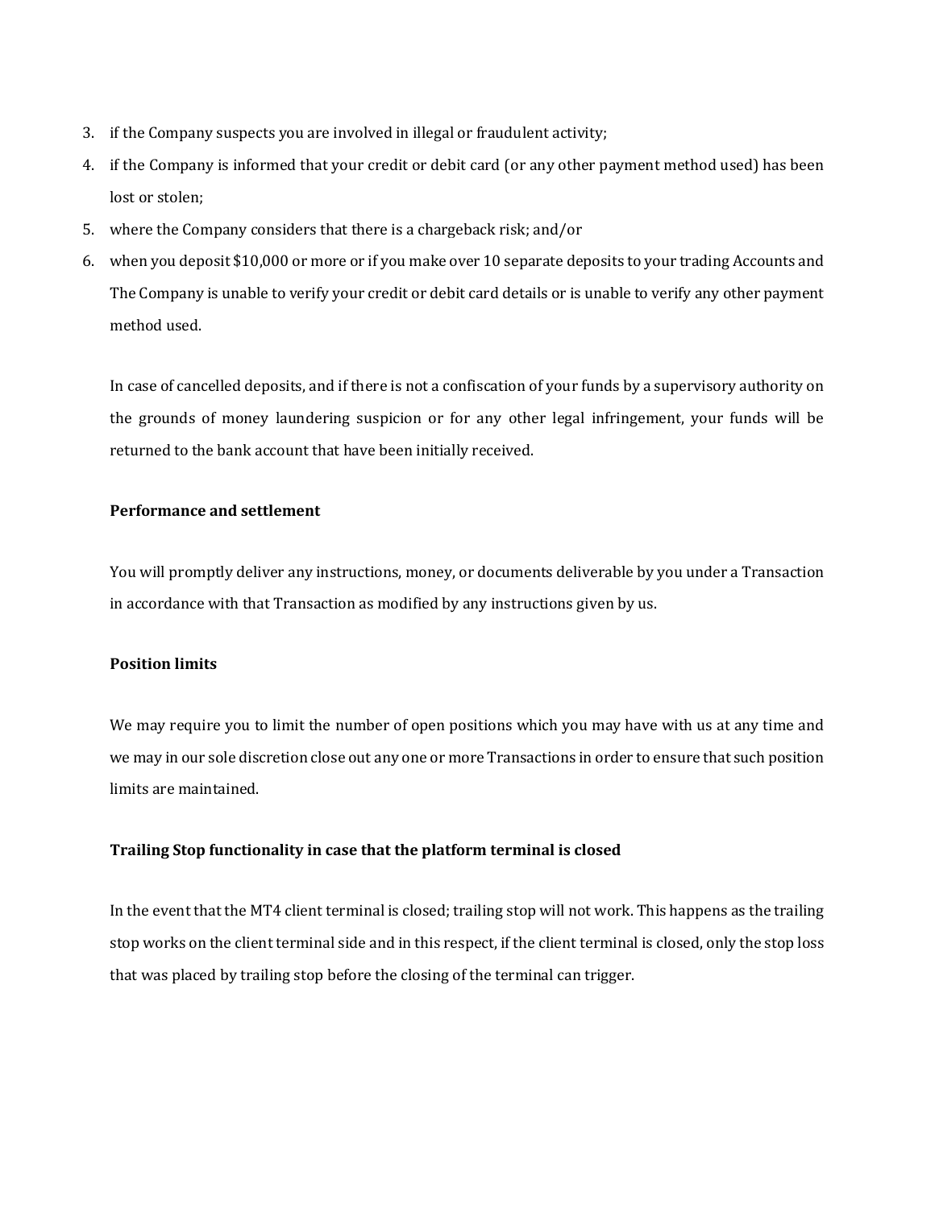3. if the Company suspects you are involved in illegal or fraudulent activity;
4. if the Company is informed that your credit or debit card (or any other payment method used) has been lost or stolen;
5. where the Company considers that there is a chargeback risk; and/or
6. when you deposit $10,000 or more or if you make over 10 separate deposits to your trading Accounts and The Company is unable to verify your credit or debit card details or is unable to verify any other payment method used.

In case of cancelled deposits, and if there is not a confiscation of your funds by a supervisory authority on the grounds of money laundering suspicion or for any other legal infringement, your funds will be returned to the bank account that have been initially received.

**Performance and settlement**

You will promptly deliver any instructions, money, or documents deliverable by you under a Transaction in accordance with that Transaction as modified by any instructions given by us.

**Position limits**

We may require you to limit the number of open positions which you may have with us at any time and we may in our sole discretion close out any one or more Transactions in order to ensure that such position limits are maintained.

**Trailing Stop functionality in case that the platform terminal is closed**

In the event that the MT4 client terminal is closed; trailing stop will not work. This happens as the trailing stop works on the client terminal side and in this respect, if the client terminal is closed, only the stop loss that was placed by trailing stop before the closing of the terminal can trigger.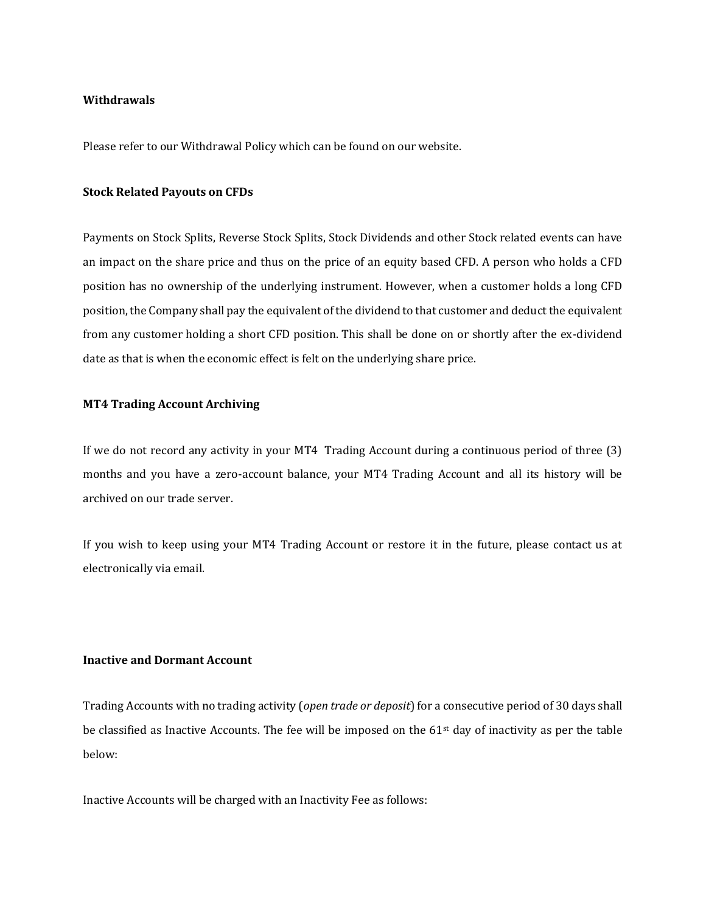**Withdrawals**

Please refer to our Withdrawal Policy which can be found on our website.

**Stock Related Payouts on CFDs**

Payments on Stock Splits, Reverse Stock Splits, Stock Dividends and other Stock related events can have an impact on the share price and thus on the price of an equity based CFD. A person who holds a CFD position has no ownership of the underlying instrument. However, when a customer holds a long CFD position, the Company shall pay the equivalent of the dividend to that customer and deduct the equivalent from any customer holding a short CFD position. This shall be done on or shortly after the ex-dividend date as that is when the economic effect is felt on the underlying share price.

**MT4 Trading Account Archiving**

If we do not record any activity in your MT4 Trading Account during a continuous period of three (3) months and you have a zero-account balance, your MT4 Trading Account and all its history will be archived on our trade server.

If you wish to keep using your MT4 Trading Account or restore it in the future, please contact us at electronically via email.

**Inactive and Dormant Account**

Trading Accounts with no trading activity (*open trade or deposit*) for a consecutive period of 30 days shall be classified as Inactive Accounts. The fee will be imposed on the 61st day of inactivity as per the table below:

Inactive Accounts will be charged with an Inactivity Fee as follows: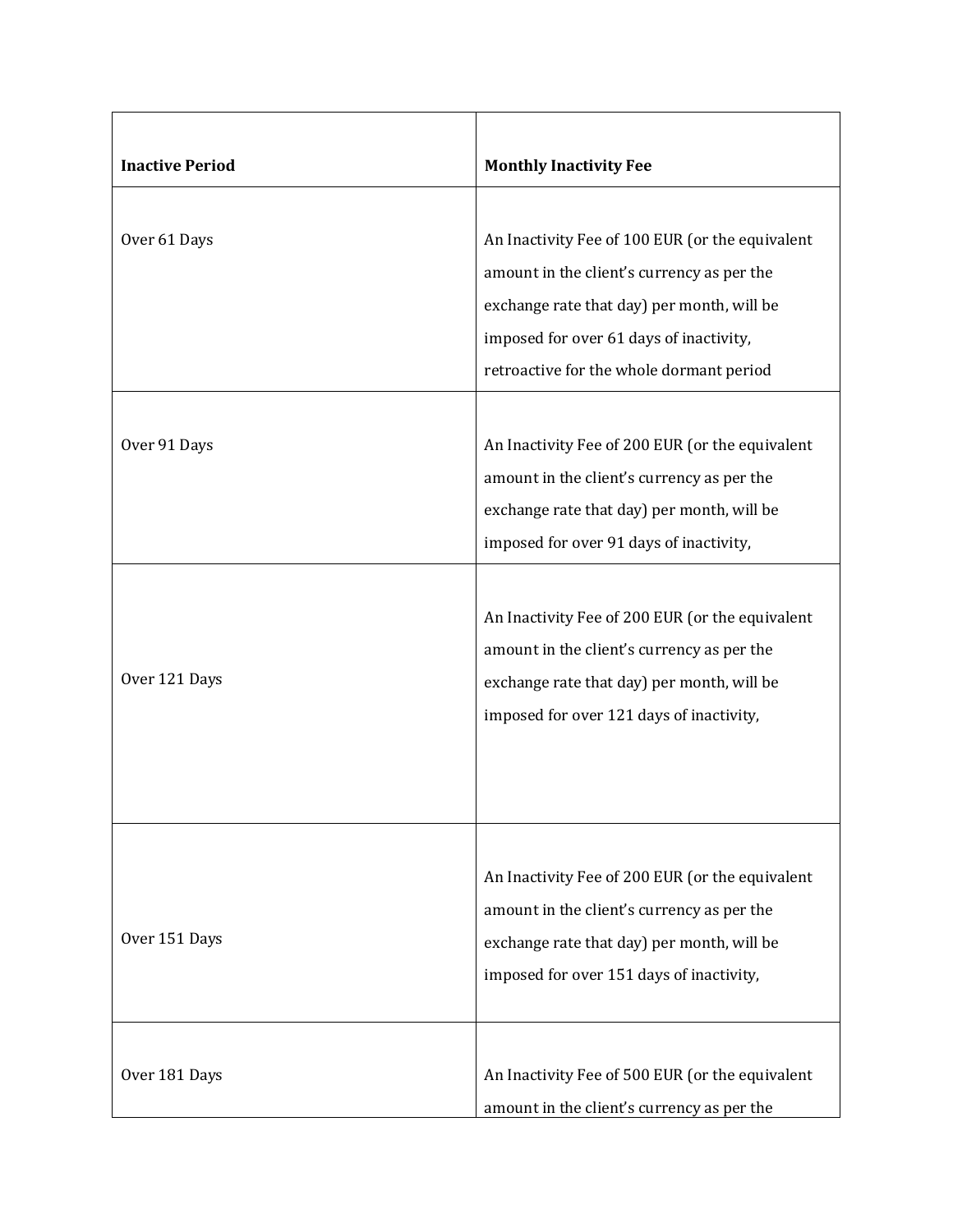| **Inactive Period** | **Monthly Inactivity Fee** |
| --- | --- |
| Over 61 Days | An Inactivity Fee of 100 EUR (or the equivalent amount in the client's currency as per the exchange rate that day) per month, will be imposed for over 61 days of inactivity, retroactive for the whole dormant period |
| Over 91 Days | An Inactivity Fee of 200 EUR (or the equivalent amount in the client's currency as per the exchange rate that day) per month, will be imposed for over 91 days of inactivity, |
| Over 121 Days | An Inactivity Fee of 200 EUR (or the equivalent amount in the client's currency as per the exchange rate that day) per month, will be imposed for over 121 days of inactivity, |
| Over 151 Days | An Inactivity Fee of 200 EUR (or the equivalent amount in the client's currency as per the exchange rate that day) per month, will be imposed for over 151 days of inactivity, |
| Over 181 Days | An Inactivity Fee of 500 EUR (or the equivalent amount in the client's currency as per the |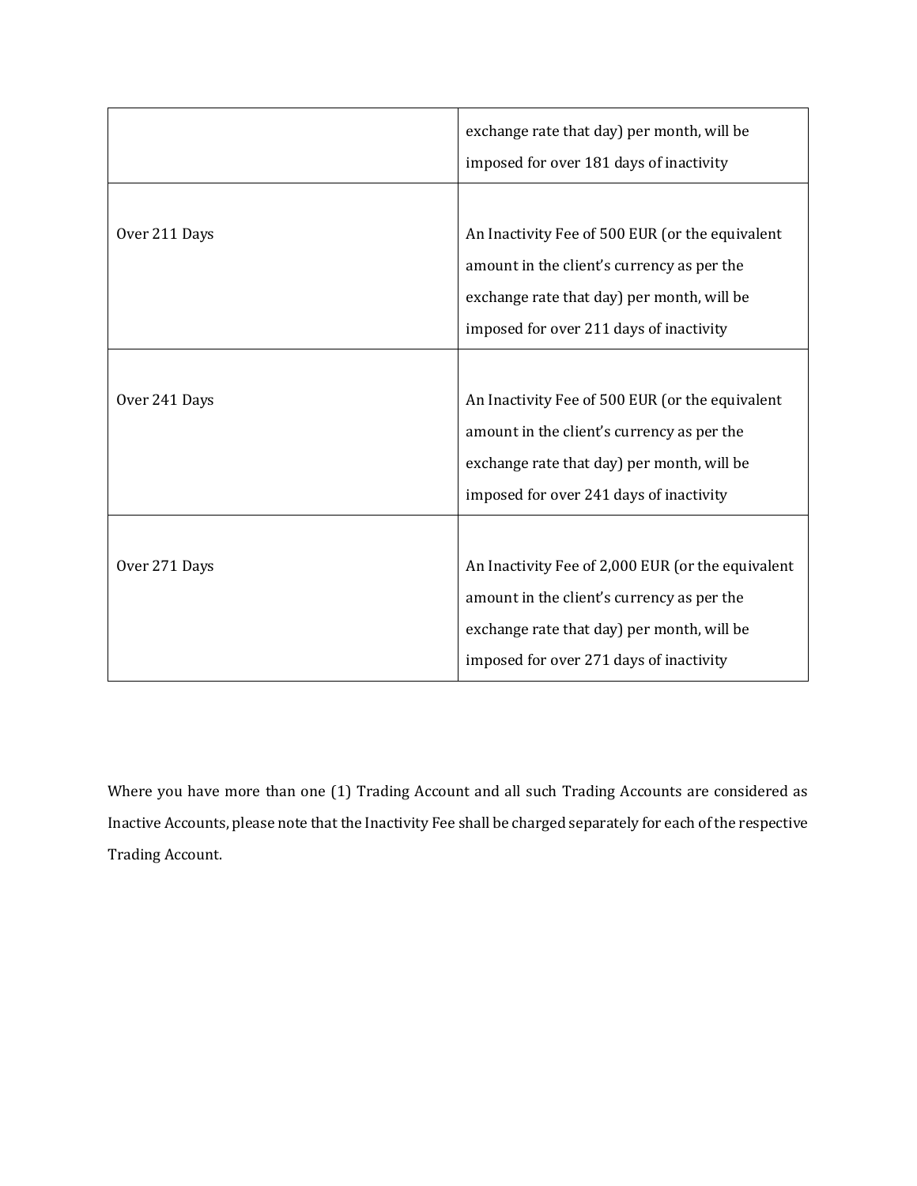| | |
|---|---|
| | exchange rate that day) per month, will be imposed for over 181 days of inactivity |
| Over 211 Days | An Inactivity Fee of 500 EUR (or the equivalent amount in the client's currency as per the exchange rate that day) per month, will be imposed for over 211 days of inactivity |
| Over 241 Days | An Inactivity Fee of 500 EUR (or the equivalent amount in the client's currency as per the exchange rate that day) per month, will be imposed for over 241 days of inactivity |
| Over 271 Days | An Inactivity Fee of 2,000 EUR (or the equivalent amount in the client's currency as per the exchange rate that day) per month, will be imposed for over 271 days of inactivity |

Where you have more than one (1) Trading Account and all such Trading Accounts are considered as Inactive Accounts, please note that the Inactivity Fee shall be charged separately for each of the respective Trading Account.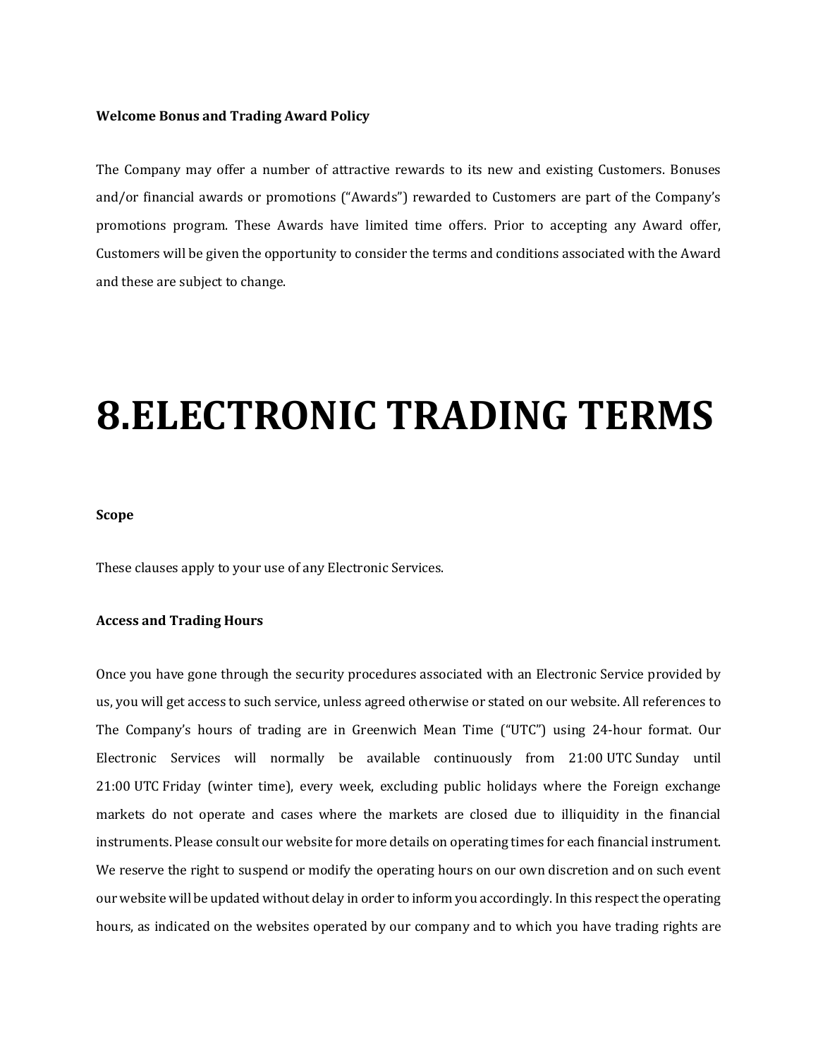**Welcome Bonus and Trading Award Policy**

The Company may offer a number of attractive rewards to its new and existing Customers. Bonuses and/or financial awards or promotions ("Awards") rewarded to Customers are part of the Company's promotions program. These Awards have limited time offers. Prior to accepting any Award offer, Customers will be given the opportunity to consider the terms and conditions associated with the Award and these are subject to change.

# 8.ELECTRONIC TRADING TERMS

**Scope**

These clauses apply to your use of any Electronic Services.

**Access and Trading Hours**

Once you have gone through the security procedures associated with an Electronic Service provided by us, you will get access to such service, unless agreed otherwise or stated on our website. All references to The Company's hours of trading are in Greenwich Mean Time ("UTC") using 24-hour format. Our Electronic Services will normally be available continuously from 21:00 UTC Sunday until 21:00 UTC Friday (winter time), every week, excluding public holidays where the Foreign exchange markets do not operate and cases where the markets are closed due to illiquidity in the financial instruments. Please consult our website for more details on operating times for each financial instrument. We reserve the right to suspend or modify the operating hours on our own discretion and on such event our website will be updated without delay in order to inform you accordingly. In this respect the operating hours, as indicated on the websites operated by our company and to which you have trading rights are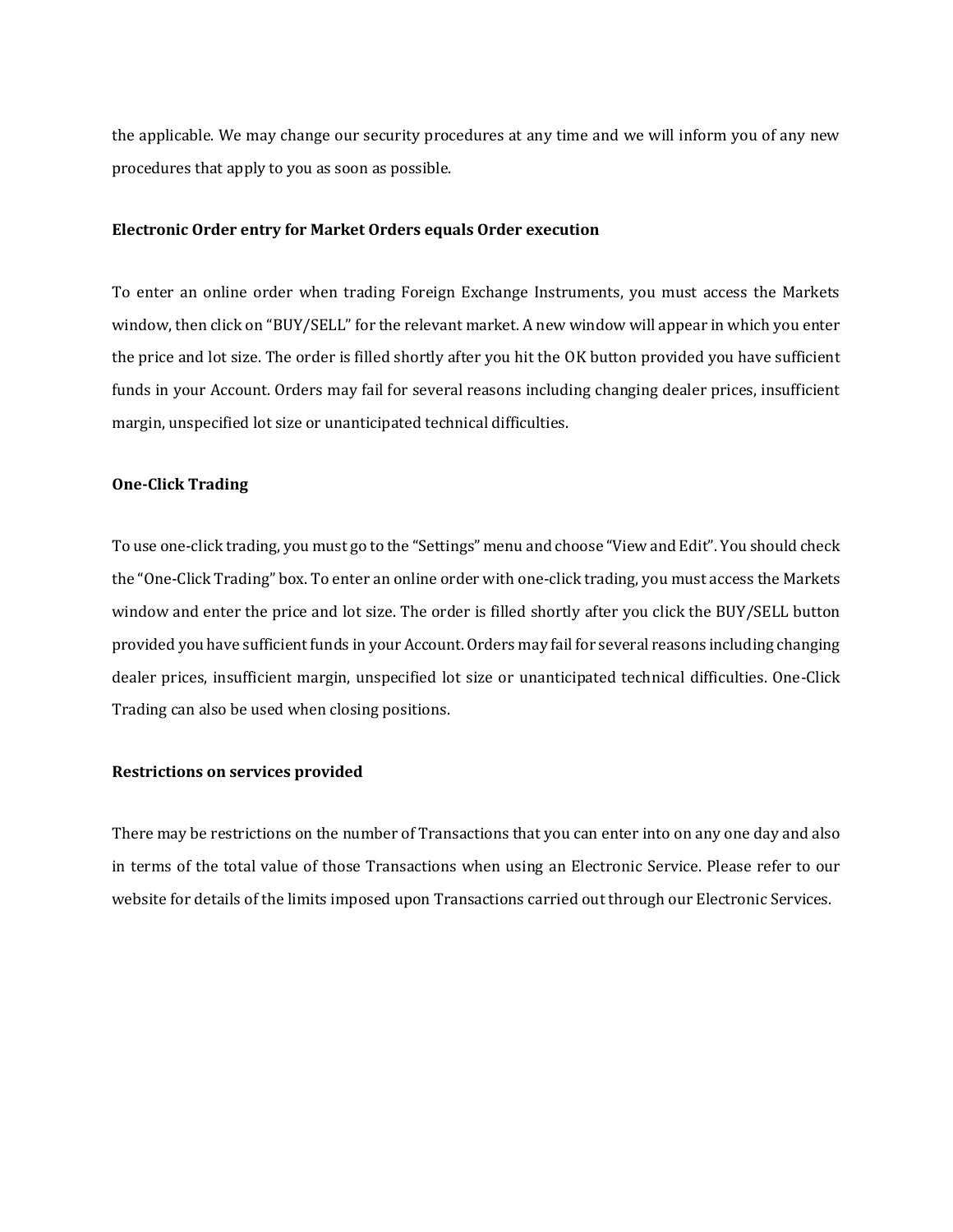the applicable. We may change our security procedures at any time and we will inform you of any new procedures that apply to you as soon as possible.

**Electronic Order entry for Market Orders equals Order execution**

To enter an online order when trading Foreign Exchange Instruments, you must access the Markets window, then click on "BUY/SELL" for the relevant market. A new window will appear in which you enter the price and lot size. The order is filled shortly after you hit the OK button provided you have sufficient funds in your Account. Orders may fail for several reasons including changing dealer prices, insufficient margin, unspecified lot size or unanticipated technical difficulties.

**One-Click Trading**

To use one-click trading, you must go to the "Settings" menu and choose "View and Edit". You should check the "One-Click Trading" box. To enter an online order with one-click trading, you must access the Markets window and enter the price and lot size. The order is filled shortly after you click the BUY/SELL button provided you have sufficient funds in your Account. Orders may fail for several reasons including changing dealer prices, insufficient margin, unspecified lot size or unanticipated technical difficulties. One-Click Trading can also be used when closing positions.

**Restrictions on services provided**

There may be restrictions on the number of Transactions that you can enter into on any one day and also in terms of the total value of those Transactions when using an Electronic Service. Please refer to our website for details of the limits imposed upon Transactions carried out through our Electronic Services.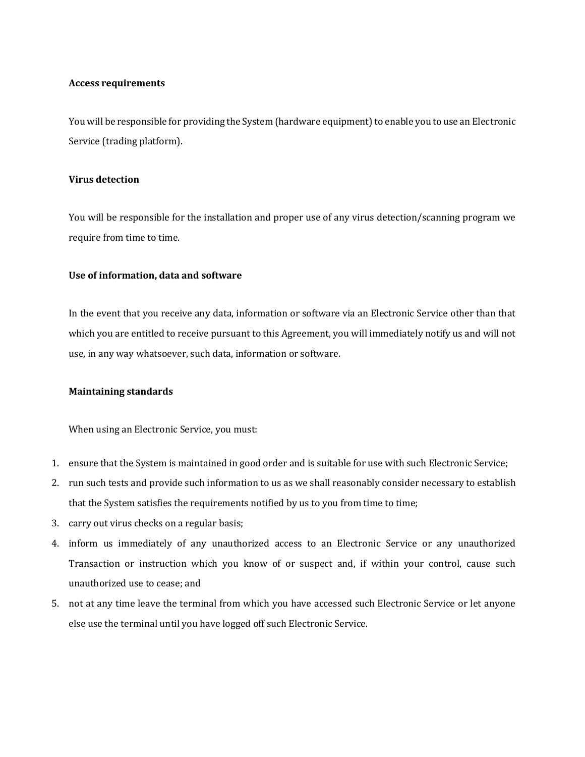**Access requirements**

You will be responsible for providing the System (hardware equipment) to enable you to use an Electronic Service (trading platform).

**Virus detection**

You will be responsible for the installation and proper use of any virus detection/scanning program we require from time to time.

**Use of information, data and software**

In the event that you receive any data, information or software via an Electronic Service other than that which you are entitled to receive pursuant to this Agreement, you will immediately notify us and will not use, in any way whatsoever, such data, information or software.

**Maintaining standards**

When using an Electronic Service, you must:

1. ensure that the System is maintained in good order and is suitable for use with such Electronic Service;
2. run such tests and provide such information to us as we shall reasonably consider necessary to establish that the System satisfies the requirements notified by us to you from time to time;
3. carry out virus checks on a regular basis;
4. inform us immediately of any unauthorized access to an Electronic Service or any unauthorized Transaction or instruction which you know of or suspect and, if within your control, cause such unauthorized use to cease; and
5. not at any time leave the terminal from which you have accessed such Electronic Service or let anyone else use the terminal until you have logged off such Electronic Service.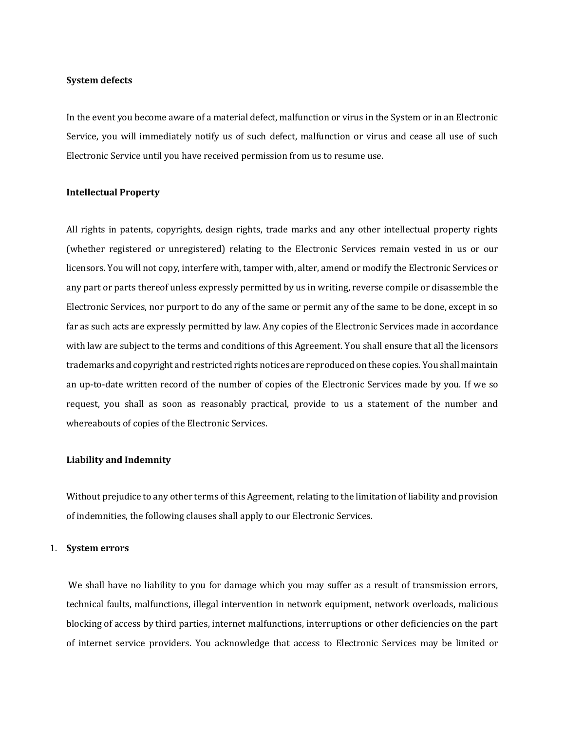**System defects**

In the event you become aware of a material defect, malfunction or virus in the System or in an Electronic Service, you will immediately notify us of such defect, malfunction or virus and cease all use of such Electronic Service until you have received permission from us to resume use.

**Intellectual Property**

All rights in patents, copyrights, design rights, trade marks and any other intellectual property rights (whether registered or unregistered) relating to the Electronic Services remain vested in us or our licensors. You will not copy, interfere with, tamper with, alter, amend or modify the Electronic Services or any part or parts thereof unless expressly permitted by us in writing, reverse compile or disassemble the Electronic Services, nor purport to do any of the same or permit any of the same to be done, except in so far as such acts are expressly permitted by law. Any copies of the Electronic Services made in accordance with law are subject to the terms and conditions of this Agreement. You shall ensure that all the licensors trademarks and copyright and restricted rights notices are reproduced on these copies. You shall maintain an up-to-date written record of the number of copies of the Electronic Services made by you. If we so request, you shall as soon as reasonably practical, provide to us a statement of the number and whereabouts of copies of the Electronic Services.

**Liability and Indemnity**

Without prejudice to any other terms of this Agreement, relating to the limitation of liability and provision of indemnities, the following clauses shall apply to our Electronic Services.

1. **System errors**

We shall have no liability to you for damage which you may suffer as a result of transmission errors, technical faults, malfunctions, illegal intervention in network equipment, network overloads, malicious blocking of access by third parties, internet malfunctions, interruptions or other deficiencies on the part of internet service providers. You acknowledge that access to Electronic Services may be limited or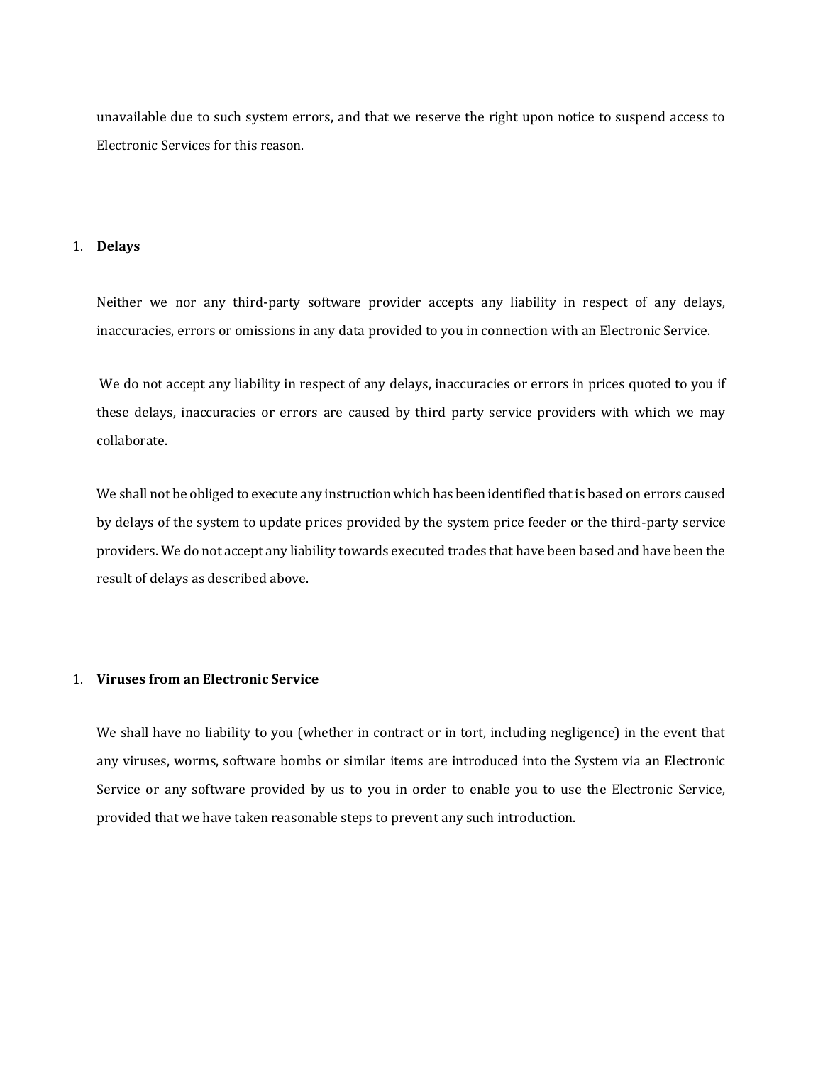unavailable due to such system errors, and that we reserve the right upon notice to suspend access to Electronic Services for this reason.

1. **Delays**

Neither we nor any third-party software provider accepts any liability in respect of any delays, inaccuracies, errors or omissions in any data provided to you in connection with an Electronic Service.

We do not accept any liability in respect of any delays, inaccuracies or errors in prices quoted to you if these delays, inaccuracies or errors are caused by third party service providers with which we may collaborate.

We shall not be obliged to execute any instruction which has been identified that is based on errors caused by delays of the system to update prices provided by the system price feeder or the third-party service providers. We do not accept any liability towards executed trades that have been based and have been the result of delays as described above.

1. **Viruses from an Electronic Service**

We shall have no liability to you (whether in contract or in tort, including negligence) in the event that any viruses, worms, software bombs or similar items are introduced into the System via an Electronic Service or any software provided by us to you in order to enable you to use the Electronic Service, provided that we have taken reasonable steps to prevent any such introduction.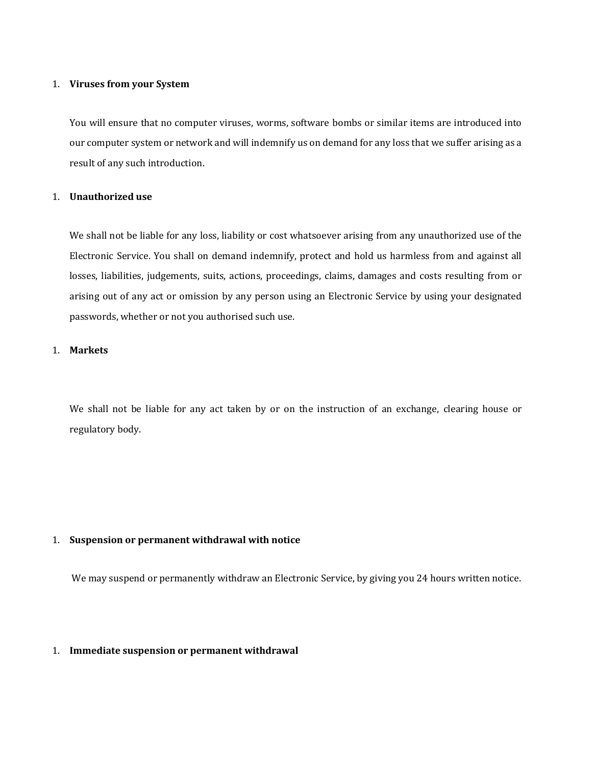1. **Viruses from your System**

   You will ensure that no computer viruses, worms, software bombs or similar items are introduced into our computer system or network and will indemnify us on demand for any loss that we suffer arising as a result of any such introduction.

1. **Unauthorized use**

   We shall not be liable for any loss, liability or cost whatsoever arising from any unauthorized use of the Electronic Service. You shall on demand indemnify, protect and hold us harmless from and against all losses, liabilities, judgements, suits, actions, proceedings, claims, damages and costs resulting from or arising out of any act or omission by any person using an Electronic Service by using your designated passwords, whether or not you authorised such use.

1. **Markets**

   We shall not be liable for any act taken by or on the instruction of an exchange, clearing house or regulatory body.

1. **Suspension or permanent withdrawal with notice**

   We may suspend or permanently withdraw an Electronic Service, by giving you 24 hours written notice.

1. **Immediate suspension or permanent withdrawal**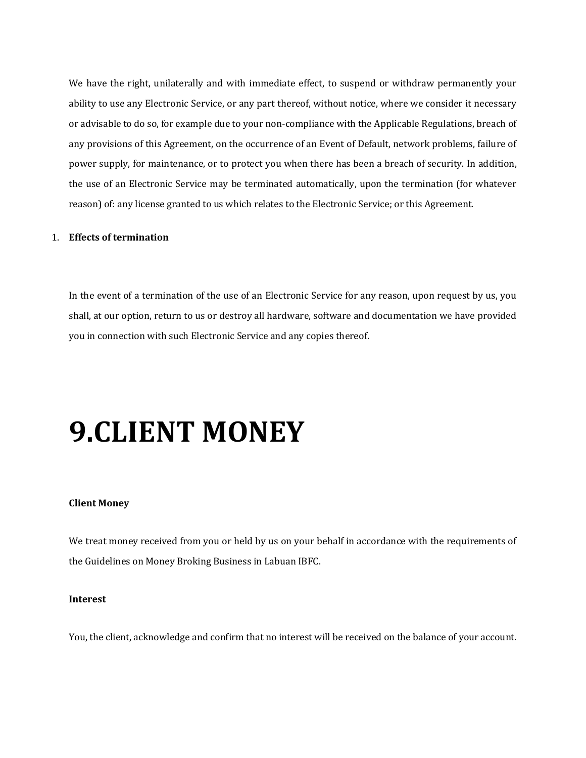We have the right, unilaterally and with immediate effect, to suspend or withdraw permanently your ability to use any Electronic Service, or any part thereof, without notice, where we consider it necessary or advisable to do so, for example due to your non-compliance with the Applicable Regulations, breach of any provisions of this Agreement, on the occurrence of an Event of Default, network problems, failure of power supply, for maintenance, or to protect you when there has been a breach of security. In addition, the use of an Electronic Service may be terminated automatically, upon the termination (for whatever reason) of: any license granted to us which relates to the Electronic Service; or this Agreement.

1. **Effects of termination**

In the event of a termination of the use of an Electronic Service for any reason, upon request by us, you shall, at our option, return to us or destroy all hardware, software and documentation we have provided you in connection with such Electronic Service and any copies thereof.

# 9.CLIENT MONEY

**Client Money**

We treat money received from you or held by us on your behalf in accordance with the requirements of the Guidelines on Money Broking Business in Labuan IBFC.

**Interest**

You, the client, acknowledge and confirm that no interest will be received on the balance of your account.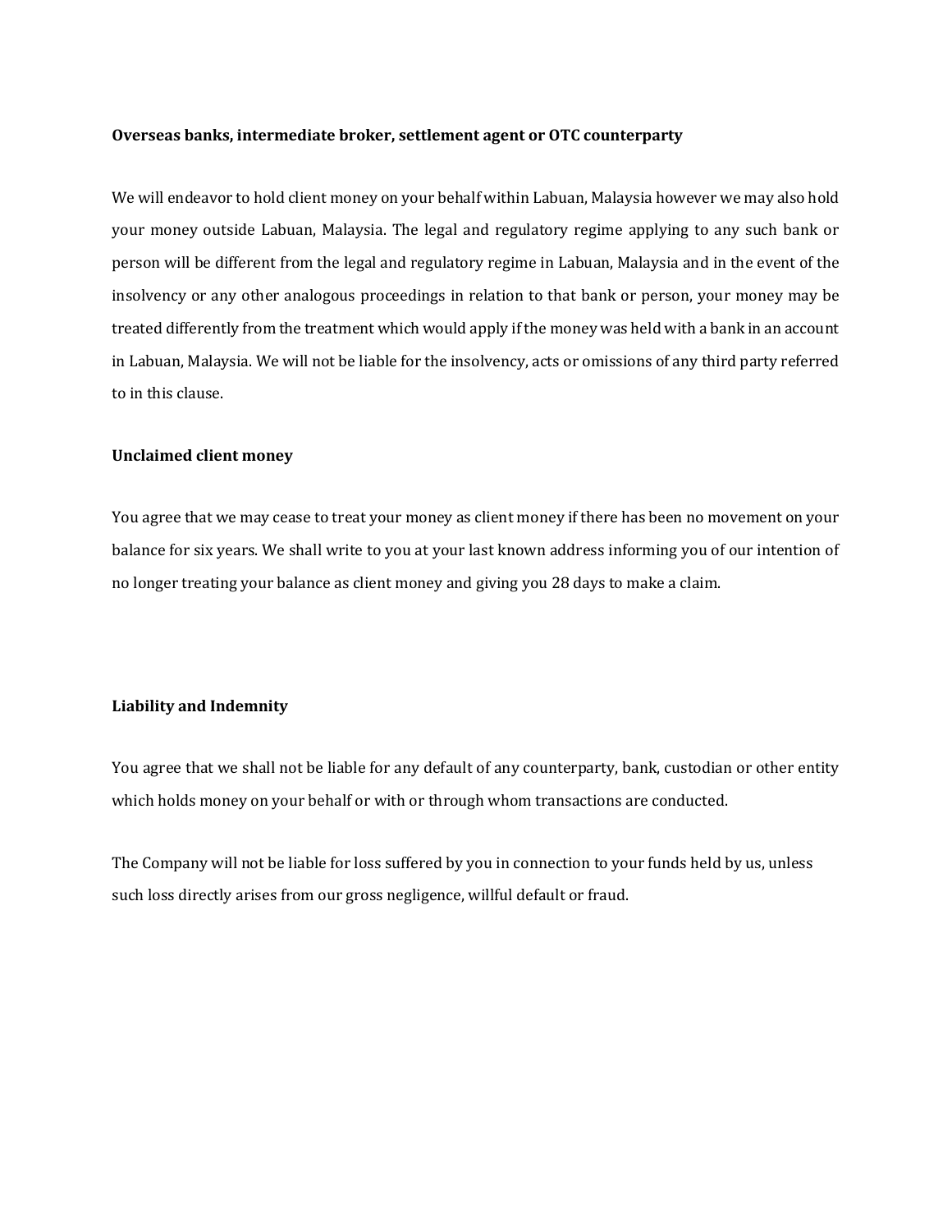**Overseas banks, intermediate broker, settlement agent or OTC counterparty**

We will endeavor to hold client money on your behalf within Labuan, Malaysia however we may also hold your money outside Labuan, Malaysia. The legal and regulatory regime applying to any such bank or person will be different from the legal and regulatory regime in Labuan, Malaysia and in the event of the insolvency or any other analogous proceedings in relation to that bank or person, your money may be treated differently from the treatment which would apply if the money was held with a bank in an account in Labuan, Malaysia. We will not be liable for the insolvency, acts or omissions of any third party referred to in this clause.

**Unclaimed client money**

You agree that we may cease to treat your money as client money if there has been no movement on your balance for six years. We shall write to you at your last known address informing you of our intention of no longer treating your balance as client money and giving you 28 days to make a claim.

**Liability and Indemnity**

You agree that we shall not be liable for any default of any counterparty, bank, custodian or other entity which holds money on your behalf or with or through whom transactions are conducted.

The Company will not be liable for loss suffered by you in connection to your funds held by us, unless such loss directly arises from our gross negligence, willful default or fraud.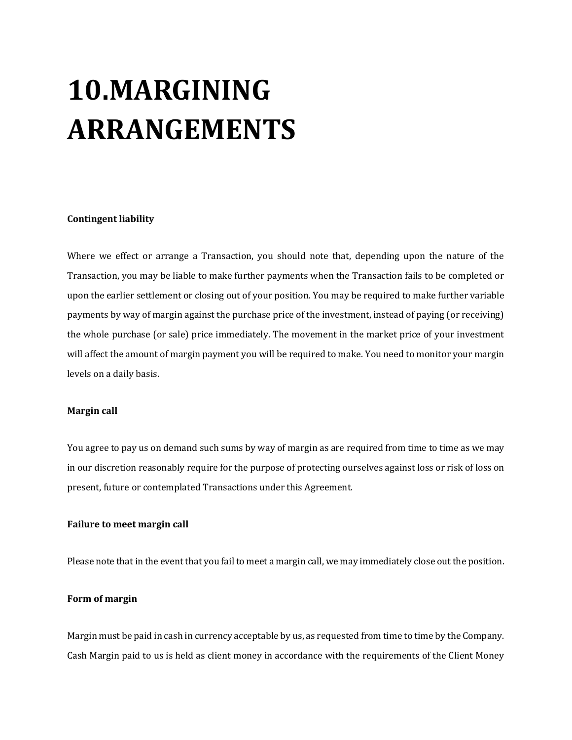# 10.MARGINING ARRANGEMENTS

**Contingent liability**

Where we effect or arrange a Transaction, you should note that, depending upon the nature of the Transaction, you may be liable to make further payments when the Transaction fails to be completed or upon the earlier settlement or closing out of your position. You may be required to make further variable payments by way of margin against the purchase price of the investment, instead of paying (or receiving) the whole purchase (or sale) price immediately. The movement in the market price of your investment will affect the amount of margin payment you will be required to make. You need to monitor your margin levels on a daily basis.

**Margin call**

You agree to pay us on demand such sums by way of margin as are required from time to time as we may in our discretion reasonably require for the purpose of protecting ourselves against loss or risk of loss on present, future or contemplated Transactions under this Agreement.

**Failure to meet margin call**

Please note that in the event that you fail to meet a margin call, we may immediately close out the position.

**Form of margin**

Margin must be paid in cash in currency acceptable by us, as requested from time to time by the Company. Cash Margin paid to us is held as client money in accordance with the requirements of the Client Money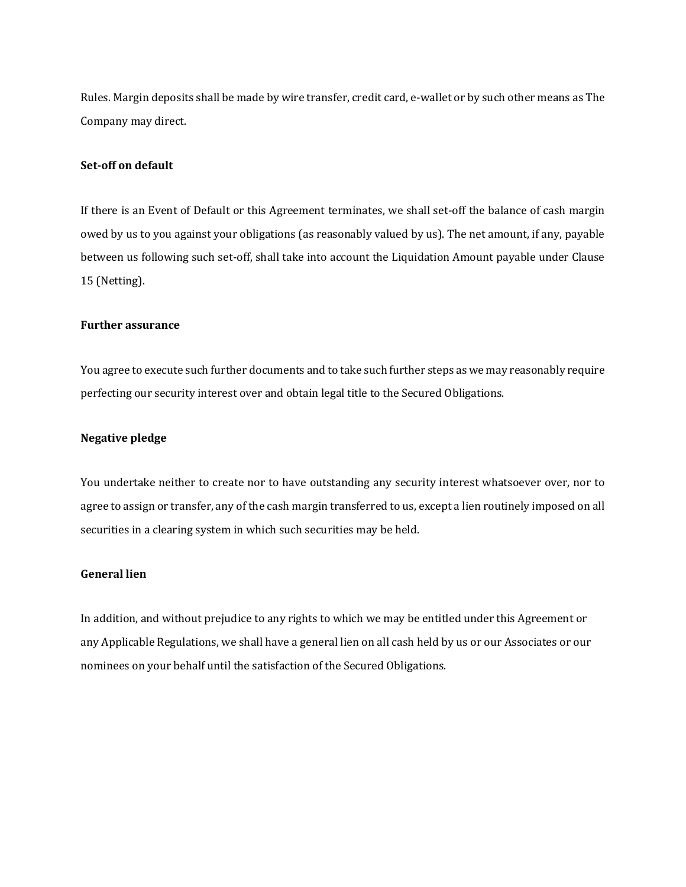Rules. Margin deposits shall be made by wire transfer, credit card, e-wallet or by such other means as The Company may direct.

**Set-off on default**

If there is an Event of Default or this Agreement terminates, we shall set-off the balance of cash margin owed by us to you against your obligations (as reasonably valued by us). The net amount, if any, payable between us following such set-off, shall take into account the Liquidation Amount payable under Clause 15 (Netting).

**Further assurance**

You agree to execute such further documents and to take such further steps as we may reasonably require perfecting our security interest over and obtain legal title to the Secured Obligations.

**Negative pledge**

You undertake neither to create nor to have outstanding any security interest whatsoever over, nor to agree to assign or transfer, any of the cash margin transferred to us, except a lien routinely imposed on all securities in a clearing system in which such securities may be held.

**General lien**

In addition, and without prejudice to any rights to which we may be entitled under this Agreement or any Applicable Regulations, we shall have a general lien on all cash held by us or our Associates or our nominees on your behalf until the satisfaction of the Secured Obligations.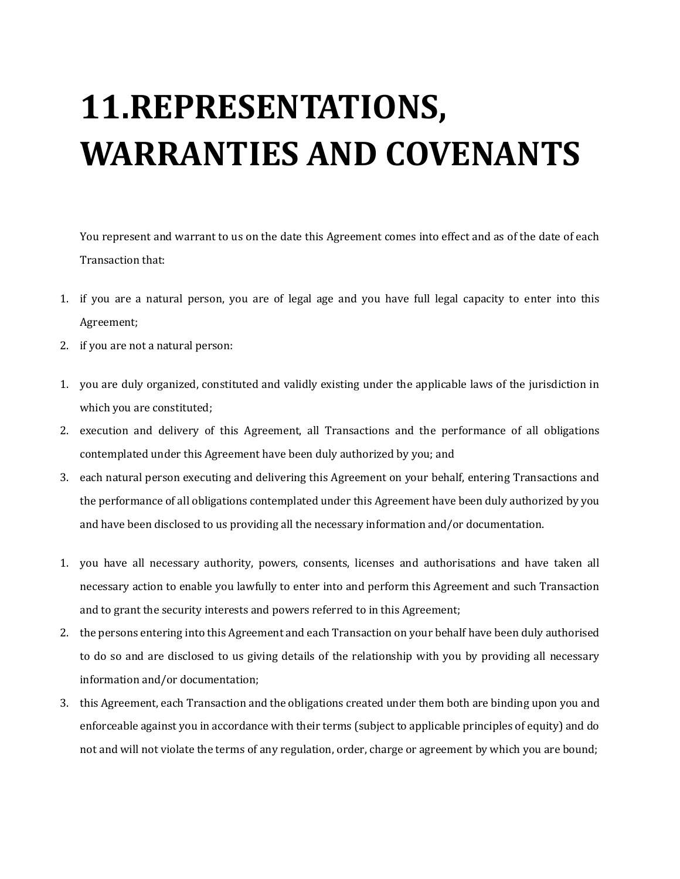# 11.REPRESENTATIONS, WARRANTIES AND COVENANTS

You represent and warrant to us on the date this Agreement comes into effect and as of the date of each Transaction that:

1. if you are a natural person, you are of legal age and you have full legal capacity to enter into this Agreement;
2. if you are not a natural person:

1. you are duly organized, constituted and validly existing under the applicable laws of the jurisdiction in which you are constituted;
2. execution and delivery of this Agreement, all Transactions and the performance of all obligations contemplated under this Agreement have been duly authorized by you; and
3. each natural person executing and delivering this Agreement on your behalf, entering Transactions and the performance of all obligations contemplated under this Agreement have been duly authorized by you and have been disclosed to us providing all the necessary information and/or documentation.

1. you have all necessary authority, powers, consents, licenses and authorisations and have taken all necessary action to enable you lawfully to enter into and perform this Agreement and such Transaction and to grant the security interests and powers referred to in this Agreement;
2. the persons entering into this Agreement and each Transaction on your behalf have been duly authorised to do so and are disclosed to us giving details of the relationship with you by providing all necessary information and/or documentation;
3. this Agreement, each Transaction and the obligations created under them both are binding upon you and enforceable against you in accordance with their terms (subject to applicable principles of equity) and do not and will not violate the terms of any regulation, order, charge or agreement by which you are bound;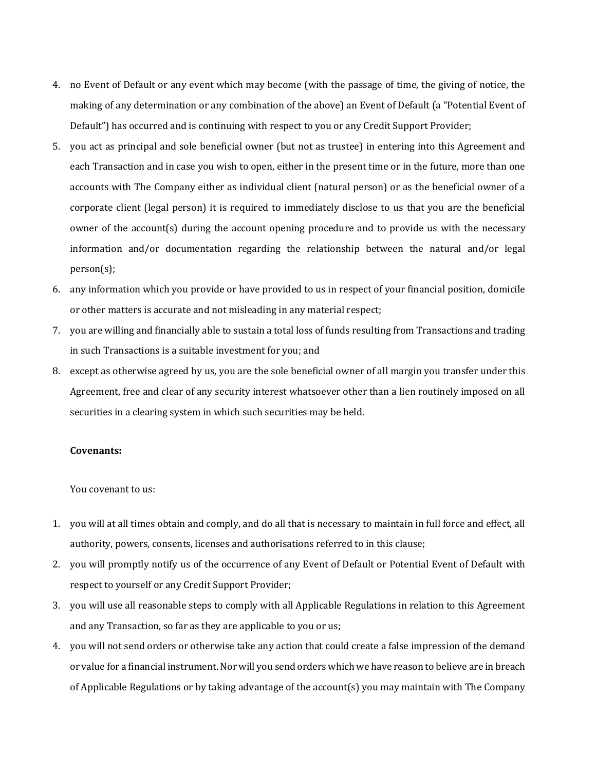4. no Event of Default or any event which may become (with the passage of time, the giving of notice, the making of any determination or any combination of the above) an Event of Default (a "Potential Event of Default") has occurred and is continuing with respect to you or any Credit Support Provider;
5. you act as principal and sole beneficial owner (but not as trustee) in entering into this Agreement and each Transaction and in case you wish to open, either in the present time or in the future, more than one accounts with The Company either as individual client (natural person) or as the beneficial owner of a corporate client (legal person) it is required to immediately disclose to us that you are the beneficial owner of the account(s) during the account opening procedure and to provide us with the necessary information and/or documentation regarding the relationship between the natural and/or legal person(s);
6. any information which you provide or have provided to us in respect of your financial position, domicile or other matters is accurate and not misleading in any material respect;
7. you are willing and financially able to sustain a total loss of funds resulting from Transactions and trading in such Transactions is a suitable investment for you; and
8. except as otherwise agreed by us, you are the sole beneficial owner of all margin you transfer under this Agreement, free and clear of any security interest whatsoever other than a lien routinely imposed on all securities in a clearing system in which such securities may be held.

**Covenants:**

You covenant to us:

1. you will at all times obtain and comply, and do all that is necessary to maintain in full force and effect, all authority, powers, consents, licenses and authorisations referred to in this clause;
2. you will promptly notify us of the occurrence of any Event of Default or Potential Event of Default with respect to yourself or any Credit Support Provider;
3. you will use all reasonable steps to comply with all Applicable Regulations in relation to this Agreement and any Transaction, so far as they are applicable to you or us;
4. you will not send orders or otherwise take any action that could create a false impression of the demand or value for a financial instrument. Nor will you send orders which we have reason to believe are in breach of Applicable Regulations or by taking advantage of the account(s) you may maintain with The Company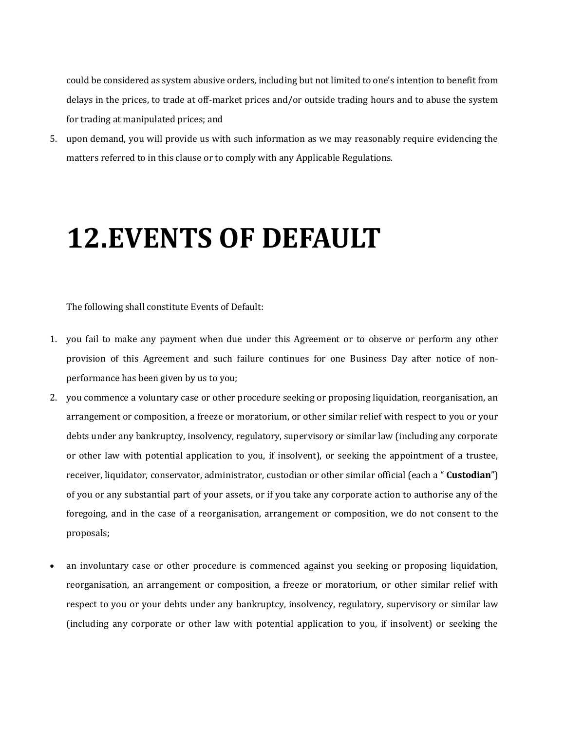could be considered as system abusive orders, including but not limited to one's intention to benefit from delays in the prices, to trade at off-market prices and/or outside trading hours and to abuse the system for trading at manipulated prices; and

5. upon demand, you will provide us with such information as we may reasonably require evidencing the matters referred to in this clause or to comply with any Applicable Regulations.

# 12.EVENTS OF DEFAULT

The following shall constitute Events of Default:

1. you fail to make any payment when due under this Agreement or to observe or perform any other provision of this Agreement and such failure continues for one Business Day after notice of non-performance has been given by us to you;
2. you commence a voluntary case or other procedure seeking or proposing liquidation, reorganisation, an arrangement or composition, a freeze or moratorium, or other similar relief with respect to you or your debts under any bankruptcy, insolvency, regulatory, supervisory or similar law (including any corporate or other law with potential application to you, if insolvent), or seeking the appointment of a trustee, receiver, liquidator, conservator, administrator, custodian or other similar official (each a " **Custodian**") of you or any substantial part of your assets, or if you take any corporate action to authorise any of the foregoing, and in the case of a reorganisation, arrangement or composition, we do not consent to the proposals;

- an involuntary case or other procedure is commenced against you seeking or proposing liquidation, reorganisation, an arrangement or composition, a freeze or moratorium, or other similar relief with respect to you or your debts under any bankruptcy, insolvency, regulatory, supervisory or similar law (including any corporate or other law with potential application to you, if insolvent) or seeking the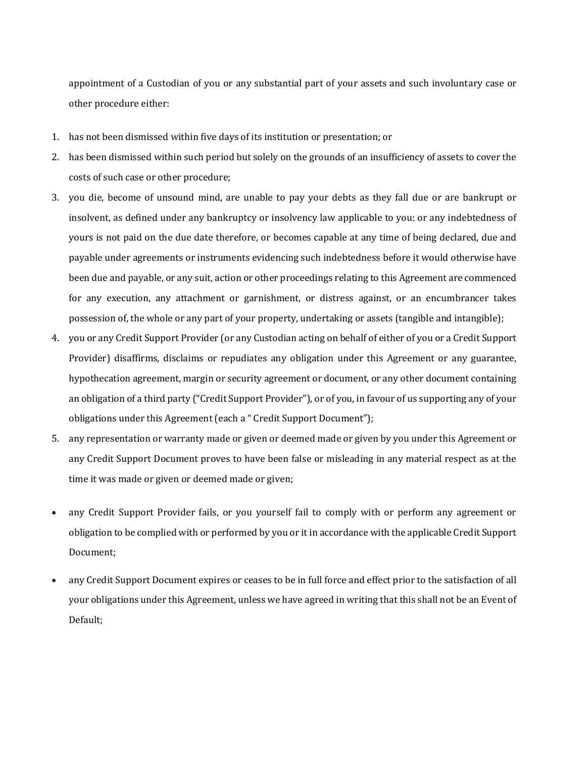appointment of a Custodian of you or any substantial part of your assets and such involuntary case or other procedure either:

1. has not been dismissed within five days of its institution or presentation; or
2. has been dismissed within such period but solely on the grounds of an insufficiency of assets to cover the costs of such case or other procedure;
3. you die, become of unsound mind, are unable to pay your debts as they fall due or are bankrupt or insolvent, as defined under any bankruptcy or insolvency law applicable to you: or any indebtedness of yours is not paid on the due date therefore, or becomes capable at any time of being declared, due and payable under agreements or instruments evidencing such indebtedness before it would otherwise have been due and payable, or any suit, action or other proceedings relating to this Agreement are commenced for any execution, any attachment or garnishment, or distress against, or an encumbrancer takes possession of, the whole or any part of your property, undertaking or assets (tangible and intangible);
4. you or any Credit Support Provider (or any Custodian acting on behalf of either of you or a Credit Support Provider) disaffirms, disclaims or repudiates any obligation under this Agreement or any guarantee, hypothecation agreement, margin or security agreement or document, or any other document containing an obligation of a third party ("Credit Support Provider"), or of you, in favour of us supporting any of your obligations under this Agreement (each a " Credit Support Document");
5. any representation or warranty made or given or deemed made or given by you under this Agreement or any Credit Support Document proves to have been false or misleading in any material respect as at the time it was made or given or deemed made or given;

- any Credit Support Provider fails, or you yourself fail to comply with or perform any agreement or obligation to be complied with or performed by you or it in accordance with the applicable Credit Support Document;
- any Credit Support Document expires or ceases to be in full force and effect prior to the satisfaction of all your obligations under this Agreement, unless we have agreed in writing that this shall not be an Event of Default;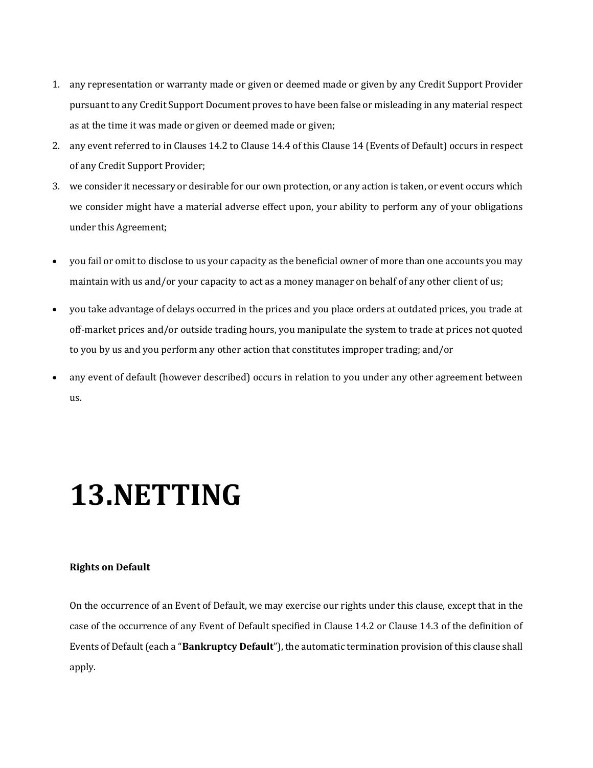1. any representation or warranty made or given or deemed made or given by any Credit Support Provider pursuant to any Credit Support Document proves to have been false or misleading in any material respect as at the time it was made or given or deemed made or given;
2. any event referred to in Clauses 14.2 to Clause 14.4 of this Clause 14 (Events of Default) occurs in respect of any Credit Support Provider;
3. we consider it necessary or desirable for our own protection, or any action is taken, or event occurs which we consider might have a material adverse effect upon, your ability to perform any of your obligations under this Agreement;

- you fail or omit to disclose to us your capacity as the beneficial owner of more than one accounts you may maintain with us and/or your capacity to act as a money manager on behalf of any other client of us;
- you take advantage of delays occurred in the prices and you place orders at outdated prices, you trade at off-market prices and/or outside trading hours, you manipulate the system to trade at prices not quoted to you by us and you perform any other action that constitutes improper trading; and/or
- any event of default (however described) occurs in relation to you under any other agreement between us.

# 13.NETTING

**Rights on Default**

On the occurrence of an Event of Default, we may exercise our rights under this clause, except that in the case of the occurrence of any Event of Default specified in Clause 14.2 or Clause 14.3 of the definition of Events of Default (each a "**Bankruptcy Default**"), the automatic termination provision of this clause shall apply.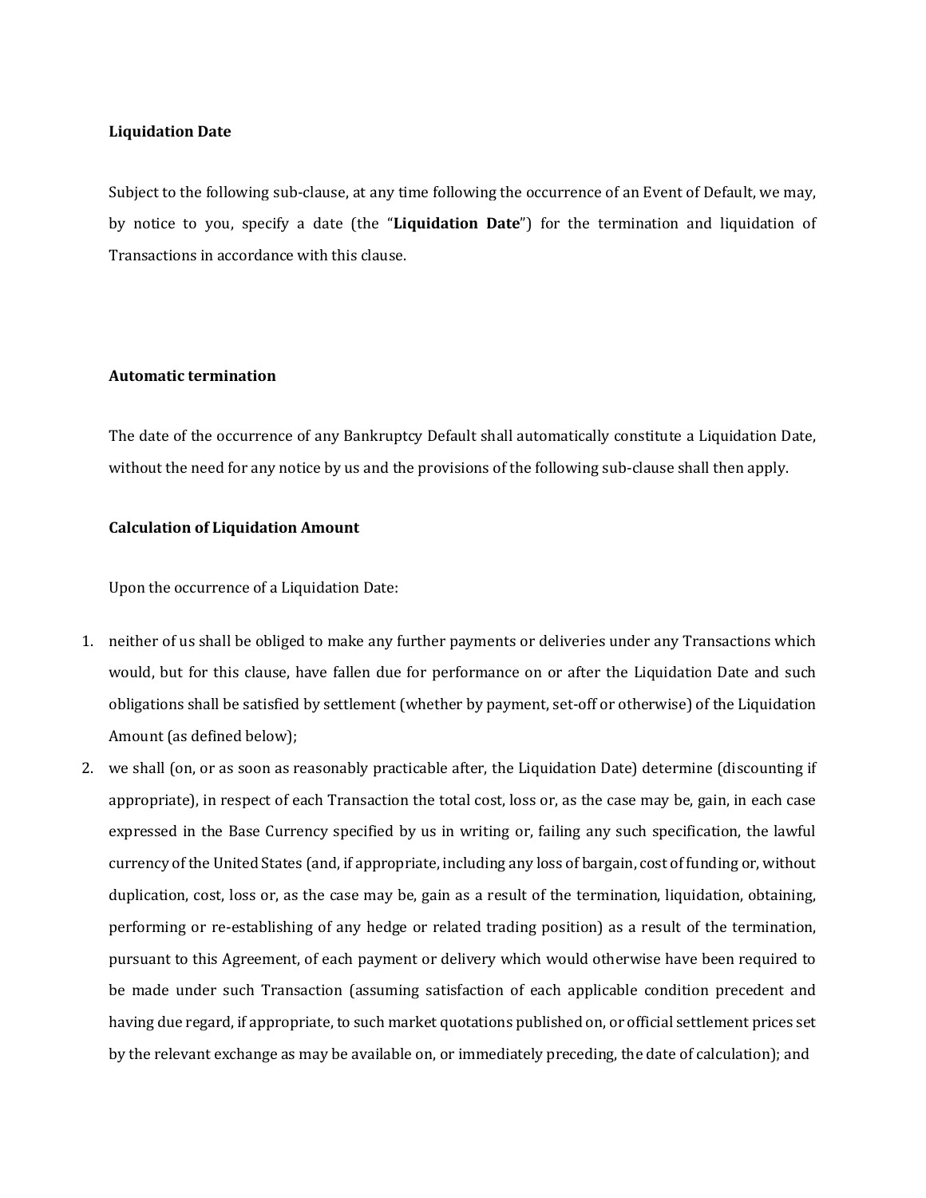**Liquidation Date**

Subject to the following sub-clause, at any time following the occurrence of an Event of Default, we may, by notice to you, specify a date (the "**Liquidation Date**") for the termination and liquidation of Transactions in accordance with this clause.

**Automatic termination**

The date of the occurrence of any Bankruptcy Default shall automatically constitute a Liquidation Date, without the need for any notice by us and the provisions of the following sub-clause shall then apply.

**Calculation of Liquidation Amount**

Upon the occurrence of a Liquidation Date:

1. neither of us shall be obliged to make any further payments or deliveries under any Transactions which would, but for this clause, have fallen due for performance on or after the Liquidation Date and such obligations shall be satisfied by settlement (whether by payment, set-off or otherwise) of the Liquidation Amount (as defined below);
2. we shall (on, or as soon as reasonably practicable after, the Liquidation Date) determine (discounting if appropriate), in respect of each Transaction the total cost, loss or, as the case may be, gain, in each case expressed in the Base Currency specified by us in writing or, failing any such specification, the lawful currency of the United States (and, if appropriate, including any loss of bargain, cost of funding or, without duplication, cost, loss or, as the case may be, gain as a result of the termination, liquidation, obtaining, performing or re-establishing of any hedge or related trading position) as a result of the termination, pursuant to this Agreement, of each payment or delivery which would otherwise have been required to be made under such Transaction (assuming satisfaction of each applicable condition precedent and having due regard, if appropriate, to such market quotations published on, or official settlement prices set by the relevant exchange as may be available on, or immediately preceding, the date of calculation); and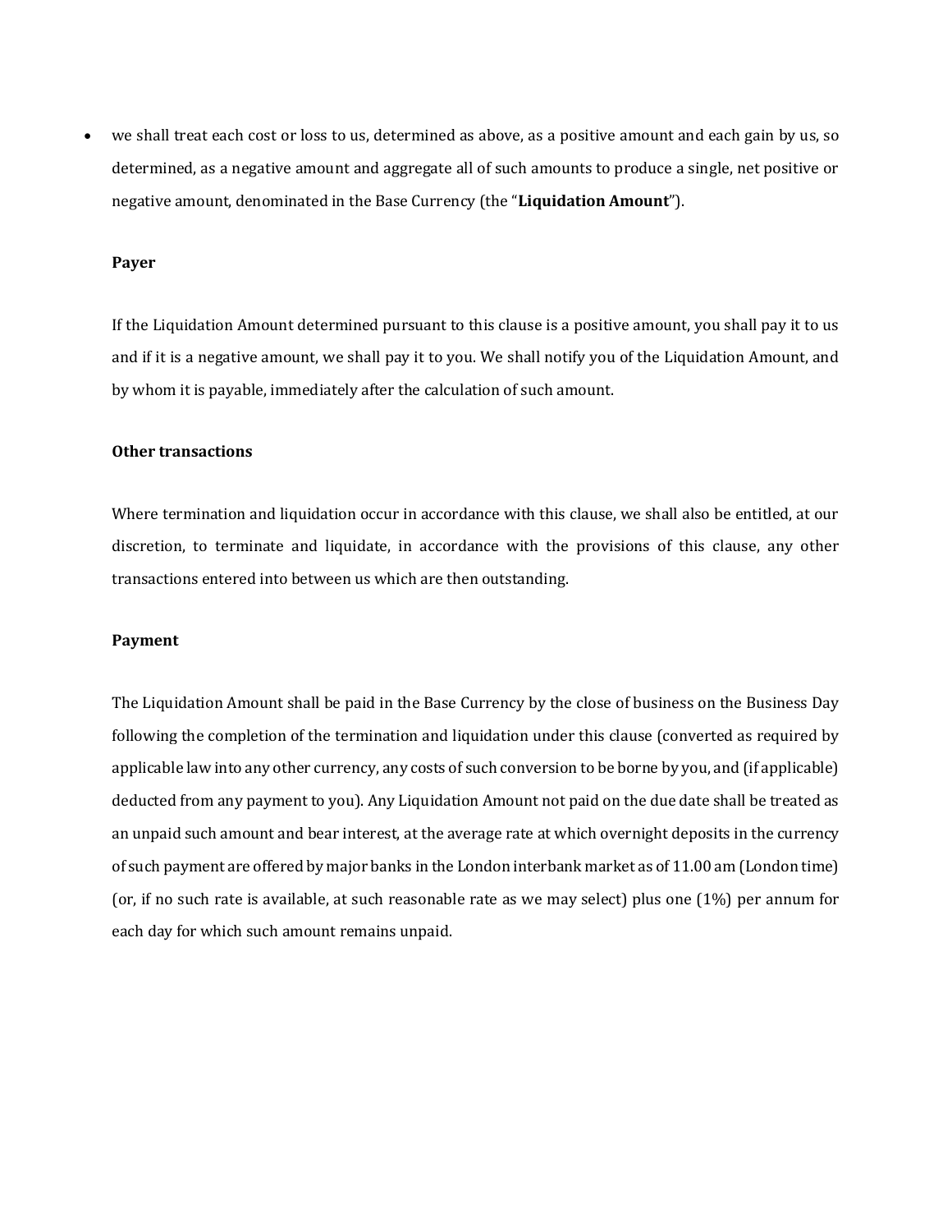- we shall treat each cost or loss to us, determined as above, as a positive amount and each gain by us, so determined, as a negative amount and aggregate all of such amounts to produce a single, net positive or negative amount, denominated in the Base Currency (the "**Liquidation Amount**").

**Payer**

If the Liquidation Amount determined pursuant to this clause is a positive amount, you shall pay it to us and if it is a negative amount, we shall pay it to you. We shall notify you of the Liquidation Amount, and by whom it is payable, immediately after the calculation of such amount.

**Other transactions**

Where termination and liquidation occur in accordance with this clause, we shall also be entitled, at our discretion, to terminate and liquidate, in accordance with the provisions of this clause, any other transactions entered into between us which are then outstanding.

**Payment**

The Liquidation Amount shall be paid in the Base Currency by the close of business on the Business Day following the completion of the termination and liquidation under this clause (converted as required by applicable law into any other currency, any costs of such conversion to be borne by you, and (if applicable) deducted from any payment to you). Any Liquidation Amount not paid on the due date shall be treated as an unpaid such amount and bear interest, at the average rate at which overnight deposits in the currency of such payment are offered by major banks in the London interbank market as of 11.00 am (London time) (or, if no such rate is available, at such reasonable rate as we may select) plus one (1%) per annum for each day for which such amount remains unpaid.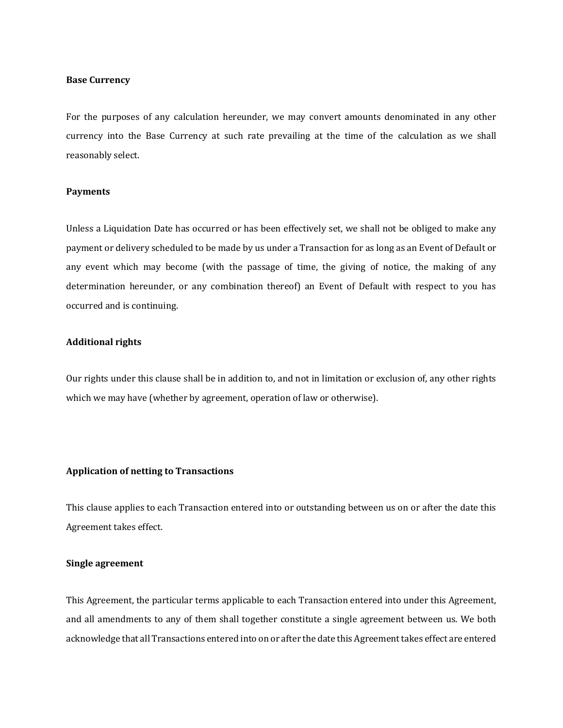**Base Currency**

For the purposes of any calculation hereunder, we may convert amounts denominated in any other currency into the Base Currency at such rate prevailing at the time of the calculation as we shall reasonably select.

**Payments**

Unless a Liquidation Date has occurred or has been effectively set, we shall not be obliged to make any payment or delivery scheduled to be made by us under a Transaction for as long as an Event of Default or any event which may become (with the passage of time, the giving of notice, the making of any determination hereunder, or any combination thereof) an Event of Default with respect to you has occurred and is continuing.

**Additional rights**

Our rights under this clause shall be in addition to, and not in limitation or exclusion of, any other rights which we may have (whether by agreement, operation of law or otherwise).

**Application of netting to Transactions**

This clause applies to each Transaction entered into or outstanding between us on or after the date this Agreement takes effect.

**Single agreement**

This Agreement, the particular terms applicable to each Transaction entered into under this Agreement, and all amendments to any of them shall together constitute a single agreement between us. We both acknowledge that all Transactions entered into on or after the date this Agreement takes effect are entered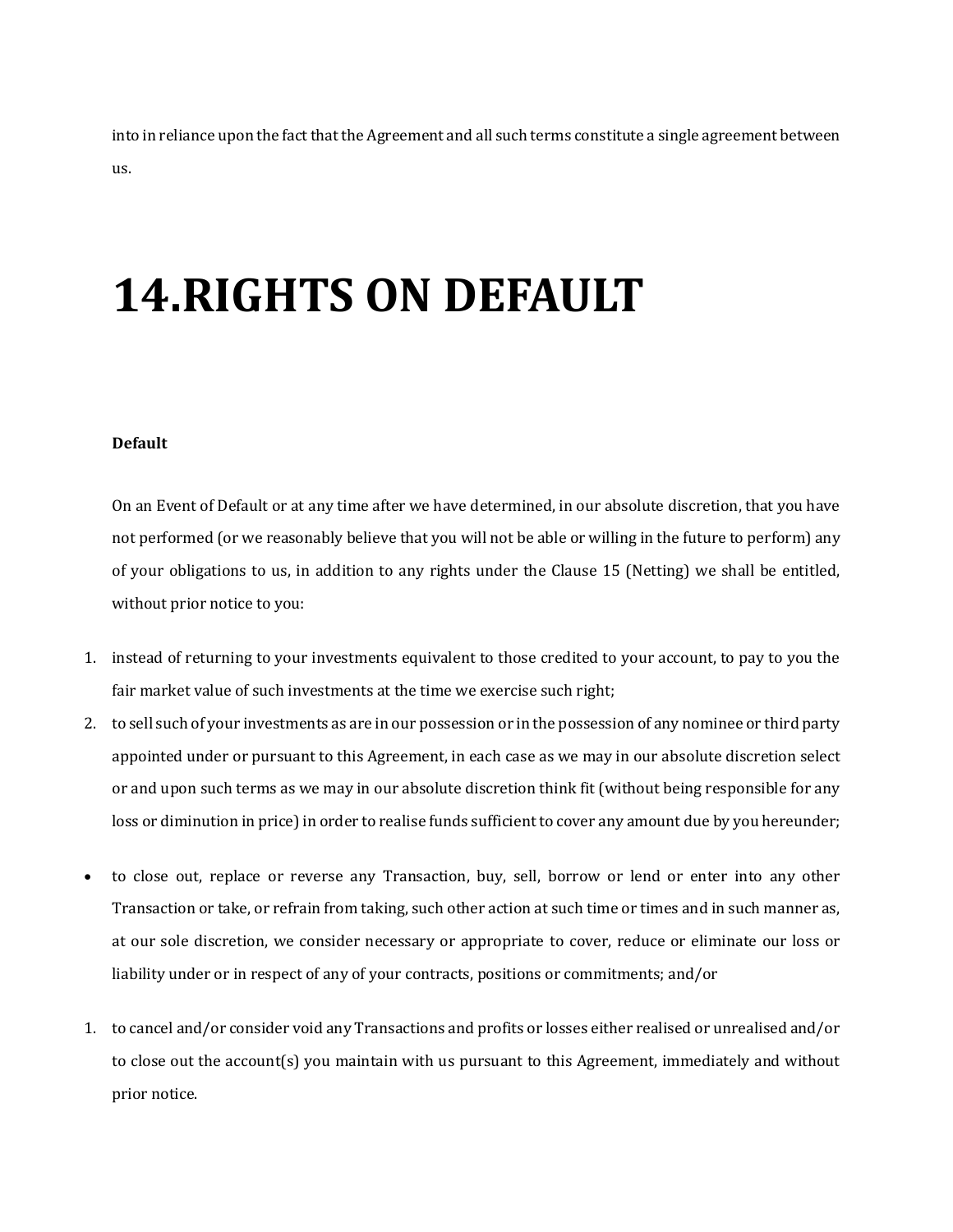into in reliance upon the fact that the Agreement and all such terms constitute a single agreement between us.

# 14.RIGHTS ON DEFAULT

**Default**

On an Event of Default or at any time after we have determined, in our absolute discretion, that you have not performed (or we reasonably believe that you will not be able or willing in the future to perform) any of your obligations to us, in addition to any rights under the Clause 15 (Netting) we shall be entitled, without prior notice to you:

1. instead of returning to your investments equivalent to those credited to your account, to pay to you the fair market value of such investments at the time we exercise such right;
2. to sell such of your investments as are in our possession or in the possession of any nominee or third party appointed under or pursuant to this Agreement, in each case as we may in our absolute discretion select or and upon such terms as we may in our absolute discretion think fit (without being responsible for any loss or diminution in price) in order to realise funds sufficient to cover any amount due by you hereunder;

- to close out, replace or reverse any Transaction, buy, sell, borrow or lend or enter into any other Transaction or take, or refrain from taking, such other action at such time or times and in such manner as, at our sole discretion, we consider necessary or appropriate to cover, reduce or eliminate our loss or liability under or in respect of any of your contracts, positions or commitments; and/or

1. to cancel and/or consider void any Transactions and profits or losses either realised or unrealised and/or to close out the account(s) you maintain with us pursuant to this Agreement, immediately and without prior notice.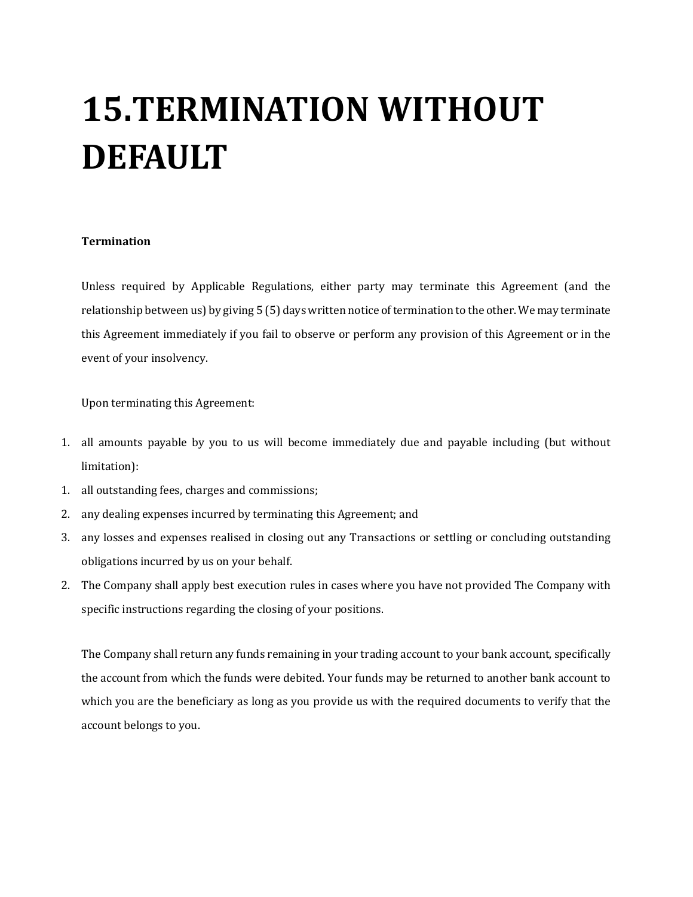# 15.TERMINATION WITHOUT DEFAULT

**Termination**

Unless required by Applicable Regulations, either party may terminate this Agreement (and the relationship between us) by giving 5 (5) days written notice of termination to the other. We may terminate this Agreement immediately if you fail to observe or perform any provision of this Agreement or in the event of your insolvency.

Upon terminating this Agreement:

1. all amounts payable by you to us will become immediately due and payable including (but without limitation):
   1. all outstanding fees, charges and commissions;
   2. any dealing expenses incurred by terminating this Agreement; and
   3. any losses and expenses realised in closing out any Transactions or settling or concluding outstanding obligations incurred by us on your behalf.
2. The Company shall apply best execution rules in cases where you have not provided The Company with specific instructions regarding the closing of your positions.

The Company shall return any funds remaining in your trading account to your bank account, specifically the account from which the funds were debited. Your funds may be returned to another bank account to which you are the beneficiary as long as you provide us with the required documents to verify that the account belongs to you.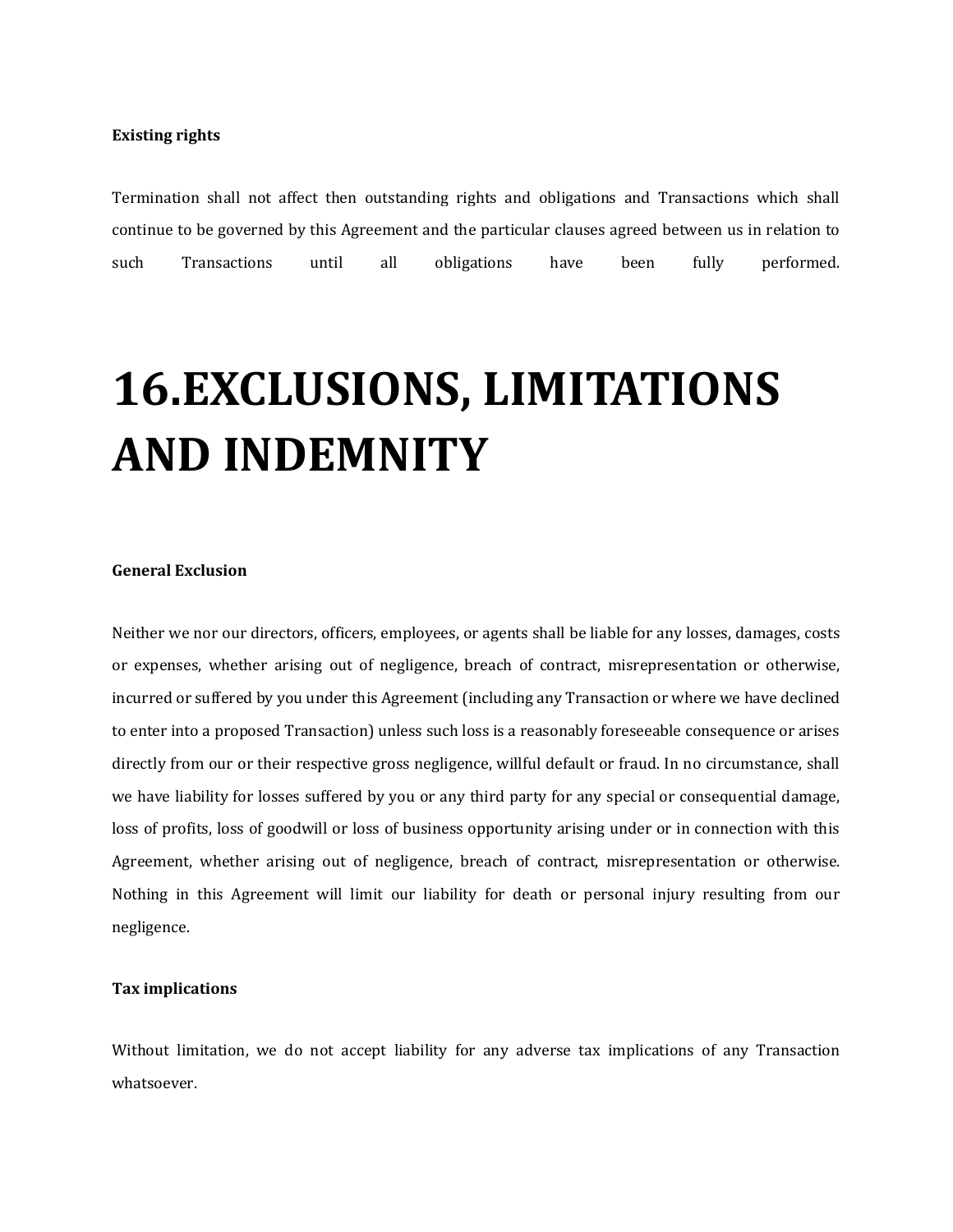**Existing rights**

Termination shall not affect then outstanding rights and obligations and Transactions which shall continue to be governed by this Agreement and the particular clauses agreed between us in relation to such Transactions until all obligations have been fully performed.

# 16.EXCLUSIONS, LIMITATIONS AND INDEMNITY

**General Exclusion**

Neither we nor our directors, officers, employees, or agents shall be liable for any losses, damages, costs or expenses, whether arising out of negligence, breach of contract, misrepresentation or otherwise, incurred or suffered by you under this Agreement (including any Transaction or where we have declined to enter into a proposed Transaction) unless such loss is a reasonably foreseeable consequence or arises directly from our or their respective gross negligence, willful default or fraud. In no circumstance, shall we have liability for losses suffered by you or any third party for any special or consequential damage, loss of profits, loss of goodwill or loss of business opportunity arising under or in connection with this Agreement, whether arising out of negligence, breach of contract, misrepresentation or otherwise. Nothing in this Agreement will limit our liability for death or personal injury resulting from our negligence.

**Tax implications**

Without limitation, we do not accept liability for any adverse tax implications of any Transaction whatsoever.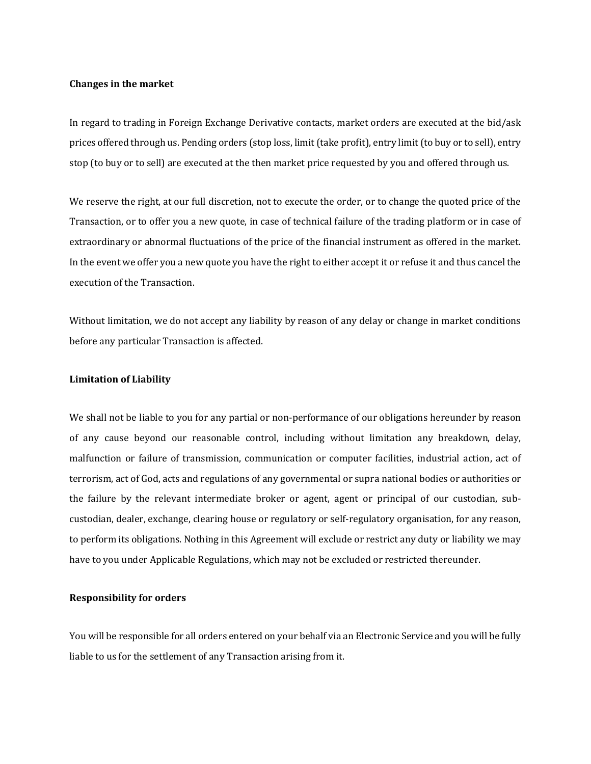**Changes in the market**

In regard to trading in Foreign Exchange Derivative contacts, market orders are executed at the bid/ask prices offered through us. Pending orders (stop loss, limit (take profit), entry limit (to buy or to sell), entry stop (to buy or to sell) are executed at the then market price requested by you and offered through us.

We reserve the right, at our full discretion, not to execute the order, or to change the quoted price of the Transaction, or to offer you a new quote, in case of technical failure of the trading platform or in case of extraordinary or abnormal fluctuations of the price of the financial instrument as offered in the market. In the event we offer you a new quote you have the right to either accept it or refuse it and thus cancel the execution of the Transaction.

Without limitation, we do not accept any liability by reason of any delay or change in market conditions before any particular Transaction is affected.

**Limitation of Liability**

We shall not be liable to you for any partial or non-performance of our obligations hereunder by reason of any cause beyond our reasonable control, including without limitation any breakdown, delay, malfunction or failure of transmission, communication or computer facilities, industrial action, act of terrorism, act of God, acts and regulations of any governmental or supra national bodies or authorities or the failure by the relevant intermediate broker or agent, agent or principal of our custodian, sub-custodian, dealer, exchange, clearing house or regulatory or self-regulatory organisation, for any reason, to perform its obligations. Nothing in this Agreement will exclude or restrict any duty or liability we may have to you under Applicable Regulations, which may not be excluded or restricted thereunder.

**Responsibility for orders**

You will be responsible for all orders entered on your behalf via an Electronic Service and you will be fully liable to us for the settlement of any Transaction arising from it.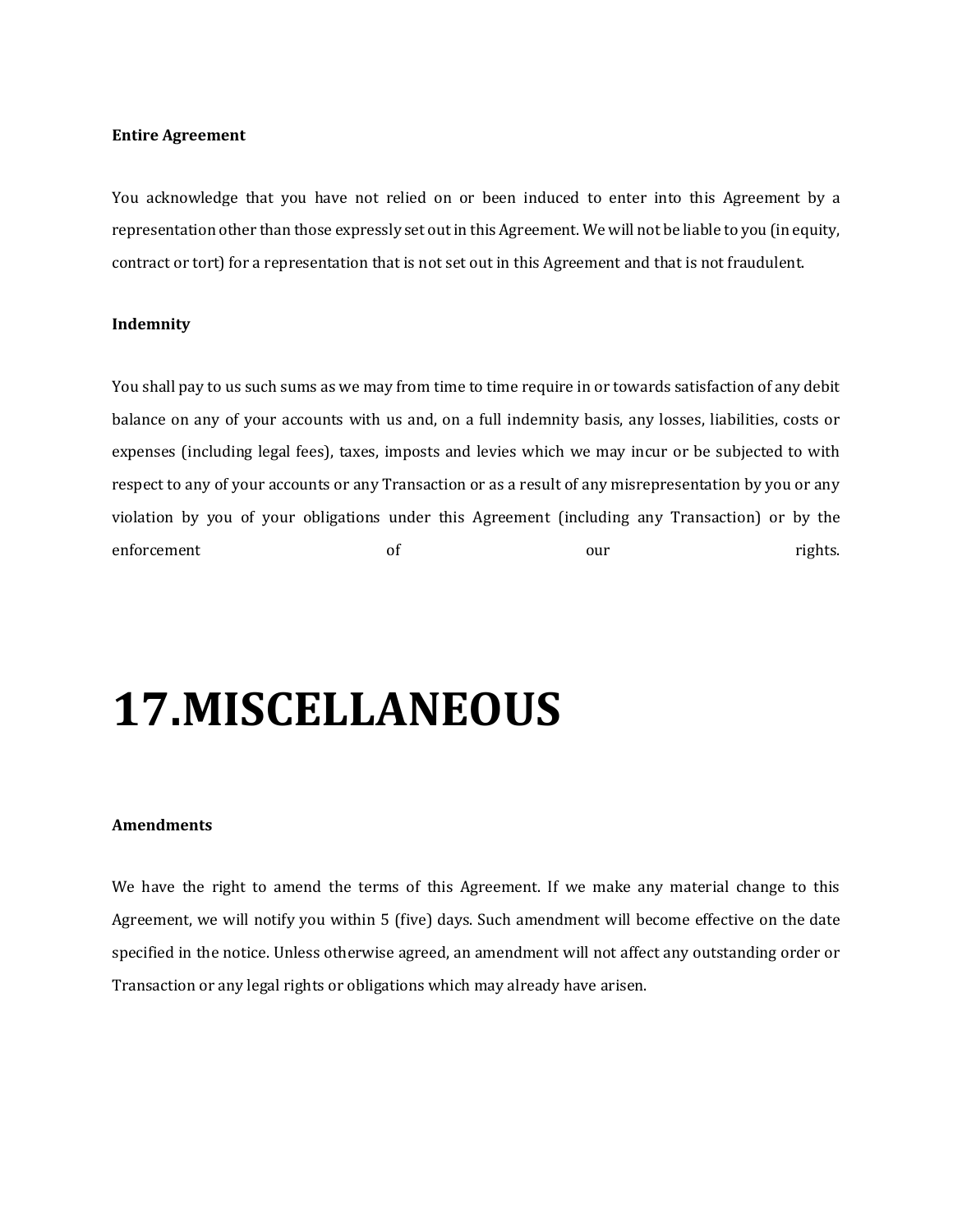**Entire Agreement**

You acknowledge that you have not relied on or been induced to enter into this Agreement by a representation other than those expressly set out in this Agreement. We will not be liable to you (in equity, contract or tort) for a representation that is not set out in this Agreement and that is not fraudulent.

**Indemnity**

You shall pay to us such sums as we may from time to time require in or towards satisfaction of any debit balance on any of your accounts with us and, on a full indemnity basis, any losses, liabilities, costs or expenses (including legal fees), taxes, imposts and levies which we may incur or be subjected to with respect to any of your accounts or any Transaction or as a result of any misrepresentation by you or any violation by you of your obligations under this Agreement (including any Transaction) or by the enforcement of our rights.

# 17.MISCELLANEOUS

**Amendments**

We have the right to amend the terms of this Agreement. If we make any material change to this Agreement, we will notify you within 5 (five) days. Such amendment will become effective on the date specified in the notice. Unless otherwise agreed, an amendment will not affect any outstanding order or Transaction or any legal rights or obligations which may already have arisen.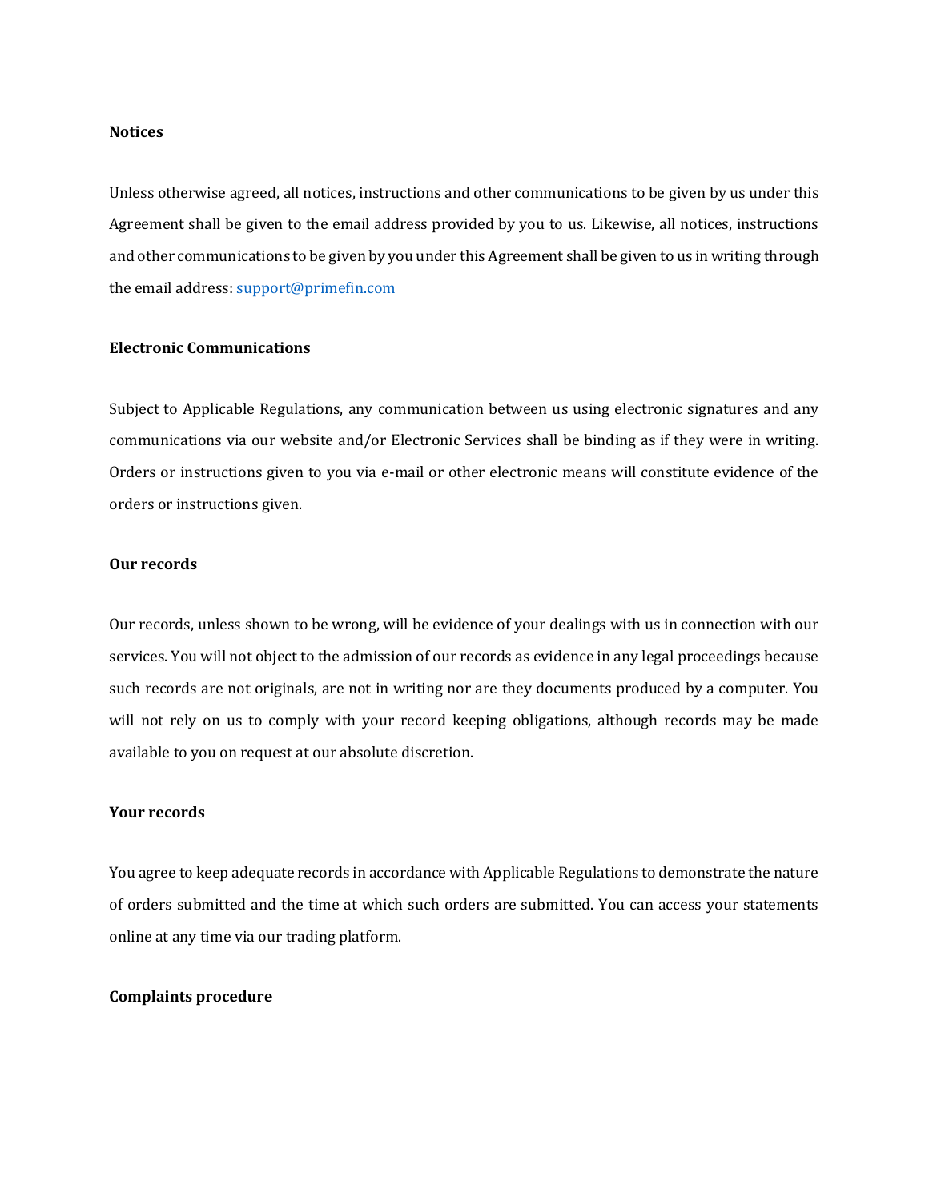**Notices**

Unless otherwise agreed, all notices, instructions and other communications to be given by us under this Agreement shall be given to the email address provided by you to us. Likewise, all notices, instructions and other communications to be given by you under this Agreement shall be given to us in writing through the email address: [support@primefin.com](mailto:support@primefin.com)

**Electronic Communications**

Subject to Applicable Regulations, any communication between us using electronic signatures and any communications via our website and/or Electronic Services shall be binding as if they were in writing. Orders or instructions given to you via e-mail or other electronic means will constitute evidence of the orders or instructions given.

**Our records**

Our records, unless shown to be wrong, will be evidence of your dealings with us in connection with our services. You will not object to the admission of our records as evidence in any legal proceedings because such records are not originals, are not in writing nor are they documents produced by a computer. You will not rely on us to comply with your record keeping obligations, although records may be made available to you on request at our absolute discretion.

**Your records**

You agree to keep adequate records in accordance with Applicable Regulations to demonstrate the nature of orders submitted and the time at which such orders are submitted. You can access your statements online at any time via our trading platform.

**Complaints procedure**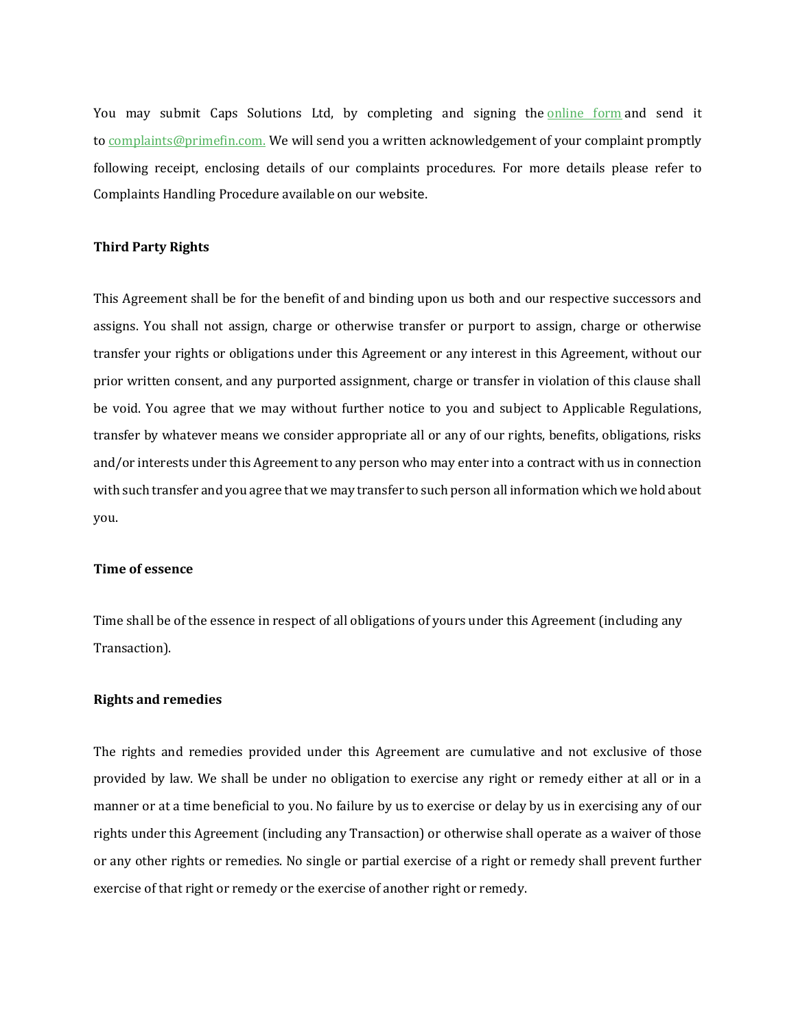You may submit Caps Solutions Ltd, by completing and signing the online form and send it to complaints@primefin.com. We will send you a written acknowledgement of your complaint promptly following receipt, enclosing details of our complaints procedures. For more details please refer to Complaints Handling Procedure available on our website.

**Third Party Rights**

This Agreement shall be for the benefit of and binding upon us both and our respective successors and assigns. You shall not assign, charge or otherwise transfer or purport to assign, charge or otherwise transfer your rights or obligations under this Agreement or any interest in this Agreement, without our prior written consent, and any purported assignment, charge or transfer in violation of this clause shall be void. You agree that we may without further notice to you and subject to Applicable Regulations, transfer by whatever means we consider appropriate all or any of our rights, benefits, obligations, risks and/or interests under this Agreement to any person who may enter into a contract with us in connection with such transfer and you agree that we may transfer to such person all information which we hold about you.

**Time of essence**

Time shall be of the essence in respect of all obligations of yours under this Agreement (including any Transaction).

**Rights and remedies**

The rights and remedies provided under this Agreement are cumulative and not exclusive of those provided by law. We shall be under no obligation to exercise any right or remedy either at all or in a manner or at a time beneficial to you. No failure by us to exercise or delay by us in exercising any of our rights under this Agreement (including any Transaction) or otherwise shall operate as a waiver of those or any other rights or remedies. No single or partial exercise of a right or remedy shall prevent further exercise of that right or remedy or the exercise of another right or remedy.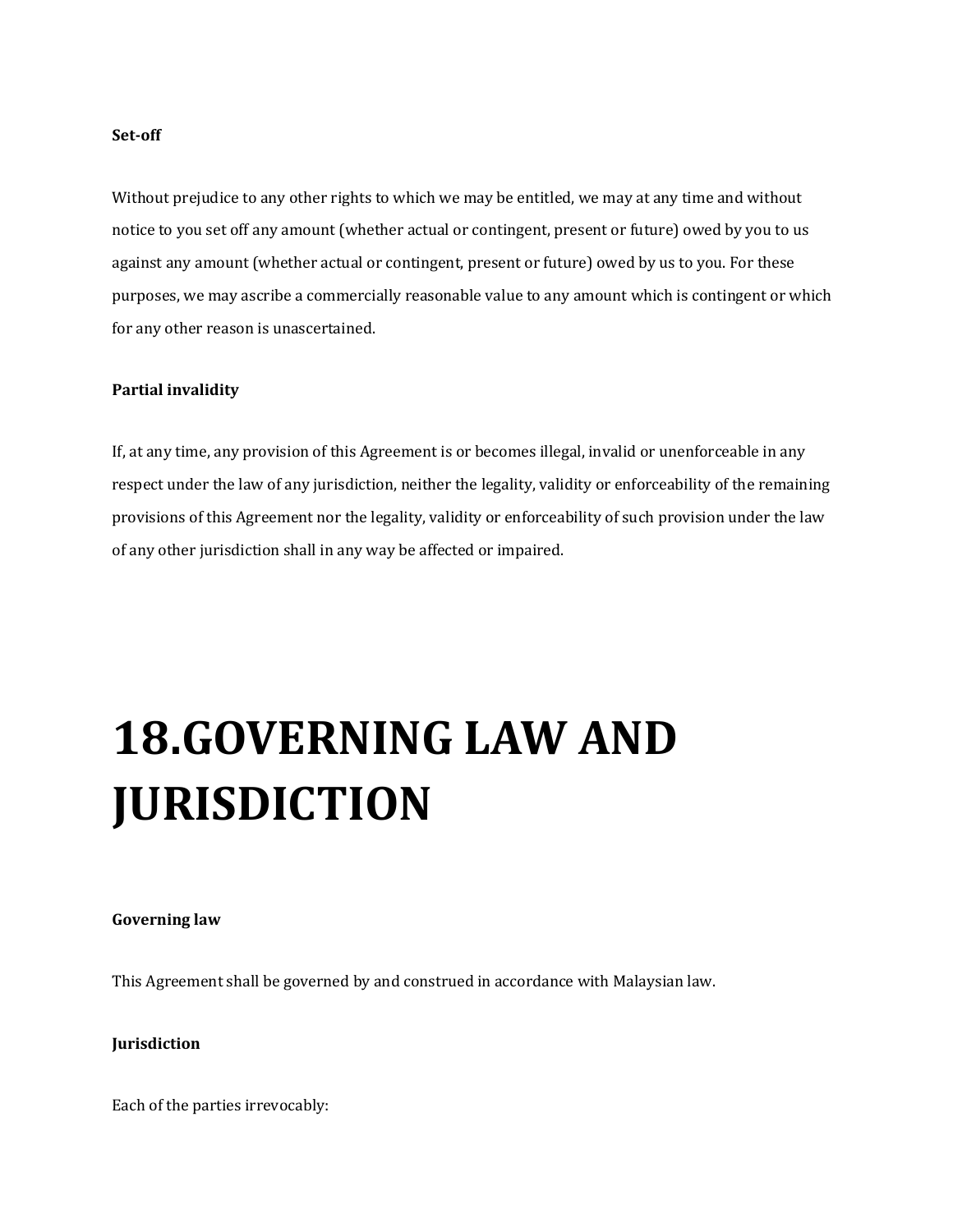**Set-off**

Without prejudice to any other rights to which we may be entitled, we may at any time and without notice to you set off any amount (whether actual or contingent, present or future) owed by you to us against any amount (whether actual or contingent, present or future) owed by us to you. For these purposes, we may ascribe a commercially reasonable value to any amount which is contingent or which for any other reason is unascertained.

**Partial invalidity**

If, at any time, any provision of this Agreement is or becomes illegal, invalid or unenforceable in any respect under the law of any jurisdiction, neither the legality, validity or enforceability of the remaining provisions of this Agreement nor the legality, validity or enforceability of such provision under the law of any other jurisdiction shall in any way be affected or impaired.

# 18.GOVERNING LAW AND JURISDICTION

**Governing law**

This Agreement shall be governed by and construed in accordance with Malaysian law.

**Jurisdiction**

Each of the parties irrevocably: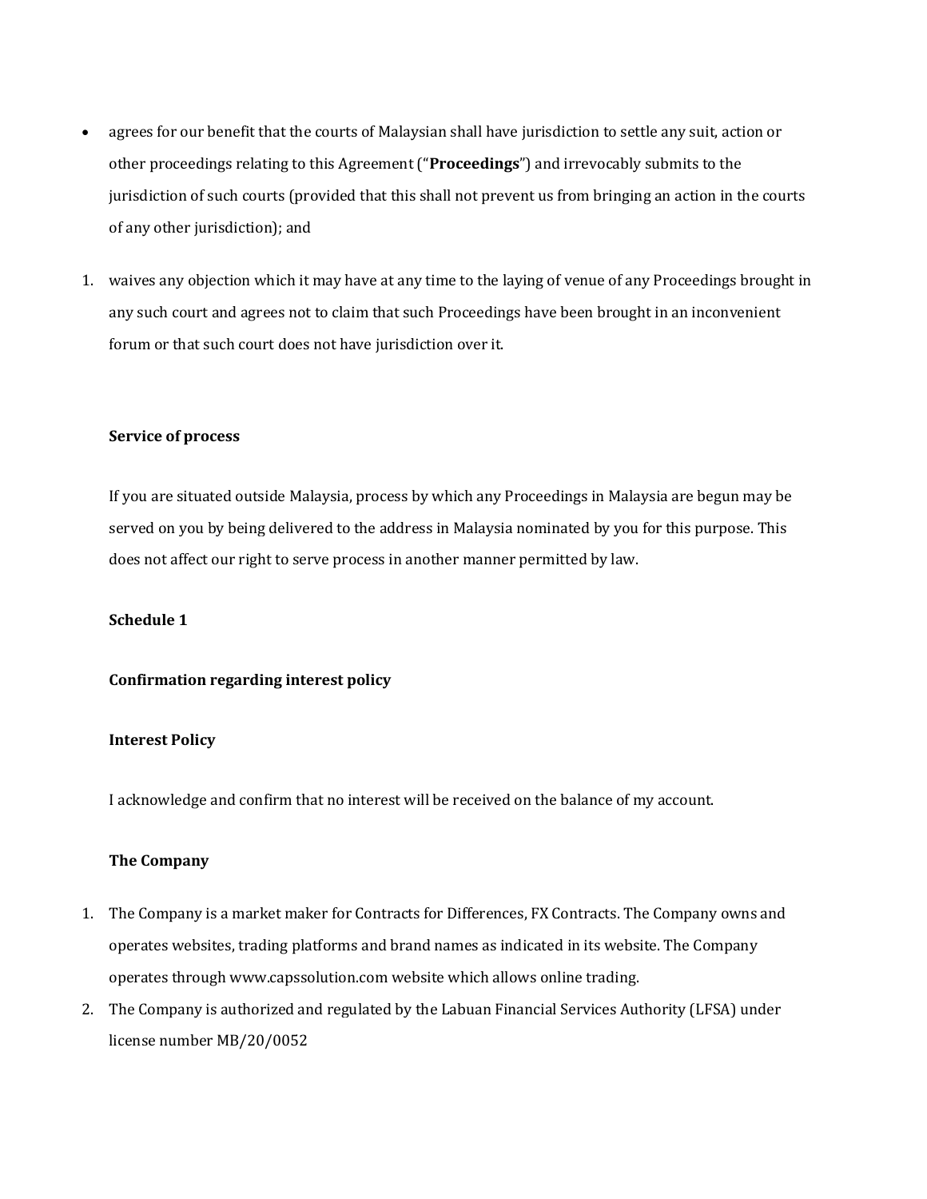- agrees for our benefit that the courts of Malaysian shall have jurisdiction to settle any suit, action or other proceedings relating to this Agreement ("**Proceedings**") and irrevocably submits to the jurisdiction of such courts (provided that this shall not prevent us from bringing an action in the courts of any other jurisdiction); and

1. waives any objection which it may have at any time to the laying of venue of any Proceedings brought in any such court and agrees not to claim that such Proceedings have been brought in an inconvenient forum or that such court does not have jurisdiction over it.

**Service of process**

If you are situated outside Malaysia, process by which any Proceedings in Malaysia are begun may be served on you by being delivered to the address in Malaysia nominated by you for this purpose. This does not affect our right to serve process in another manner permitted by law.

**Schedule 1**

**Confirmation regarding interest policy**

**Interest Policy**

I acknowledge and confirm that no interest will be received on the balance of my account.

**The Company**

1. The Company is a market maker for Contracts for Differences, FX Contracts. The Company owns and operates websites, trading platforms and brand names as indicated in its website. The Company operates through www.capssolution.com website which allows online trading.
2. The Company is authorized and regulated by the Labuan Financial Services Authority (LFSA) under license number MB/20/0052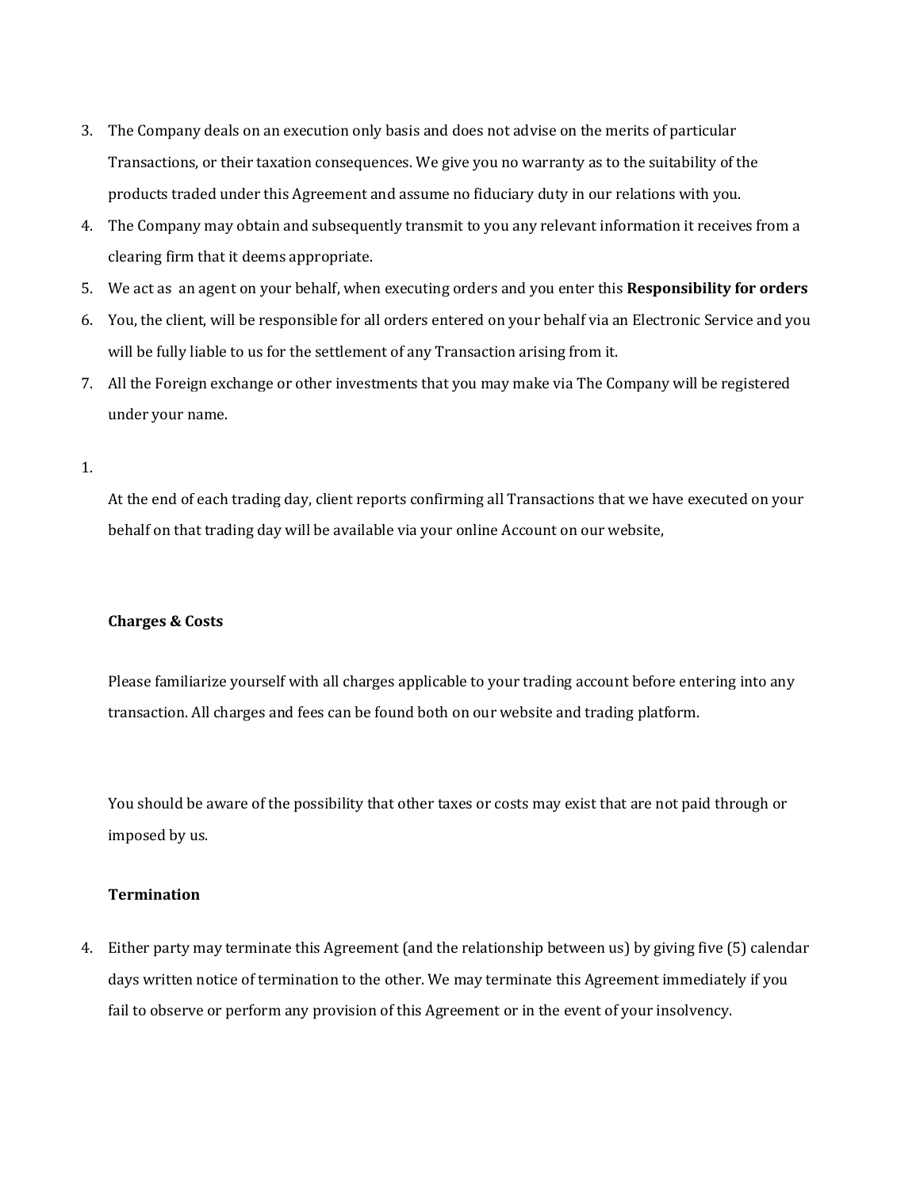3. The Company deals on an execution only basis and does not advise on the merits of particular Transactions, or their taxation consequences. We give you no warranty as to the suitability of the products traded under this Agreement and assume no fiduciary duty in our relations with you.
4. The Company may obtain and subsequently transmit to you any relevant information it receives from a clearing firm that it deems appropriate.
5. We act as an agent on your behalf, when executing orders and you enter this **Responsibility for orders**
6. You, the client, will be responsible for all orders entered on your behalf via an Electronic Service and you will be fully liable to us for the settlement of any Transaction arising from it.
7. All the Foreign exchange or other investments that you may make via The Company will be registered under your name.

1. At the end of each trading day, client reports confirming all Transactions that we have executed on your behalf on that trading day will be available via your online Account on our website,

**Charges & Costs**

Please familiarize yourself with all charges applicable to your trading account before entering into any transaction. All charges and fees can be found both on our website and trading platform.

You should be aware of the possibility that other taxes or costs may exist that are not paid through or imposed by us.

**Termination**

4. Either party may terminate this Agreement (and the relationship between us) by giving five (5) calendar days written notice of termination to the other. We may terminate this Agreement immediately if you fail to observe or perform any provision of this Agreement or in the event of your insolvency.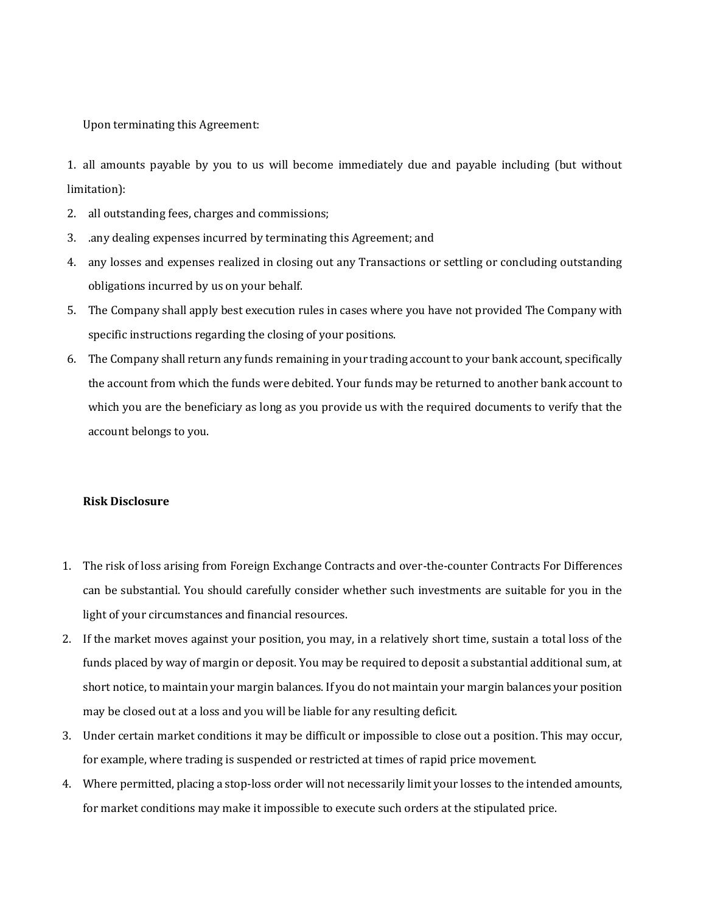Upon terminating this Agreement:

1. all amounts payable by you to us will become immediately due and payable including (but without limitation):
2. all outstanding fees, charges and commissions;
3. .any dealing expenses incurred by terminating this Agreement; and
4. any losses and expenses realized in closing out any Transactions or settling or concluding outstanding obligations incurred by us on your behalf.
5. The Company shall apply best execution rules in cases where you have not provided The Company with specific instructions regarding the closing of your positions.
6. The Company shall return any funds remaining in your trading account to your bank account, specifically the account from which the funds were debited. Your funds may be returned to another bank account to which you are the beneficiary as long as you provide us with the required documents to verify that the account belongs to you.

**Risk Disclosure**

1. The risk of loss arising from Foreign Exchange Contracts and over-the-counter Contracts For Differences can be substantial. You should carefully consider whether such investments are suitable for you in the light of your circumstances and financial resources.
2. If the market moves against your position, you may, in a relatively short time, sustain a total loss of the funds placed by way of margin or deposit. You may be required to deposit a substantial additional sum, at short notice, to maintain your margin balances. If you do not maintain your margin balances your position may be closed out at a loss and you will be liable for any resulting deficit.
3. Under certain market conditions it may be difficult or impossible to close out a position. This may occur, for example, where trading is suspended or restricted at times of rapid price movement.
4. Where permitted, placing a stop-loss order will not necessarily limit your losses to the intended amounts, for market conditions may make it impossible to execute such orders at the stipulated price.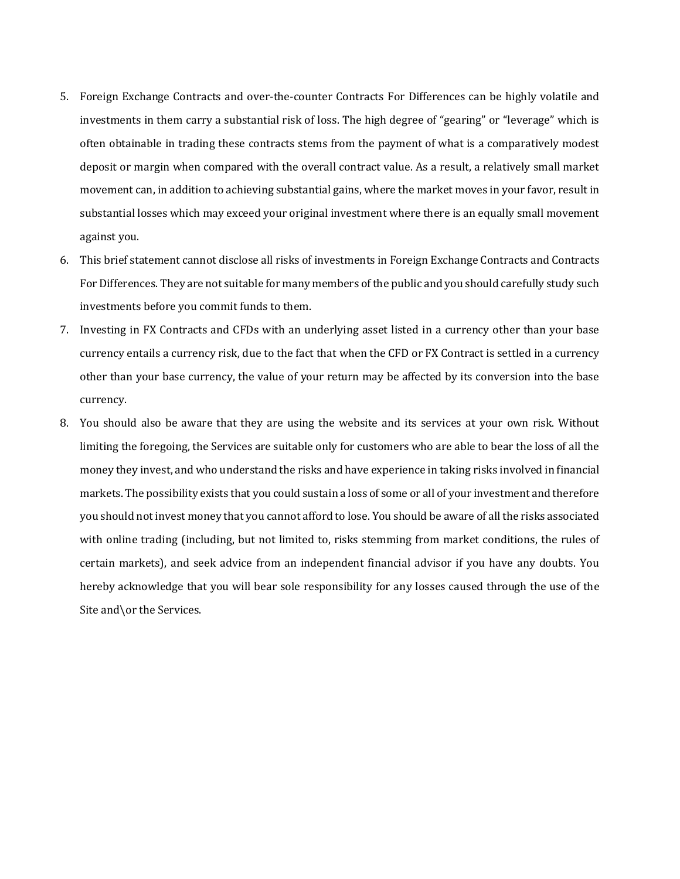5. Foreign Exchange Contracts and over-the-counter Contracts For Differences can be highly volatile and investments in them carry a substantial risk of loss. The high degree of "gearing" or "leverage" which is often obtainable in trading these contracts stems from the payment of what is a comparatively modest deposit or margin when compared with the overall contract value. As a result, a relatively small market movement can, in addition to achieving substantial gains, where the market moves in your favor, result in substantial losses which may exceed your original investment where there is an equally small movement against you.
6. This brief statement cannot disclose all risks of investments in Foreign Exchange Contracts and Contracts For Differences. They are not suitable for many members of the public and you should carefully study such investments before you commit funds to them.
7. Investing in FX Contracts and CFDs with an underlying asset listed in a currency other than your base currency entails a currency risk, due to the fact that when the CFD or FX Contract is settled in a currency other than your base currency, the value of your return may be affected by its conversion into the base currency.
8. You should also be aware that they are using the website and its services at your own risk. Without limiting the foregoing, the Services are suitable only for customers who are able to bear the loss of all the money they invest, and who understand the risks and have experience in taking risks involved in financial markets. The possibility exists that you could sustain a loss of some or all of your investment and therefore you should not invest money that you cannot afford to lose. You should be aware of all the risks associated with online trading (including, but not limited to, risks stemming from market conditions, the rules of certain markets), and seek advice from an independent financial advisor if you have any doubts. You hereby acknowledge that you will bear sole responsibility for any losses caused through the use of the Site and\or the Services.